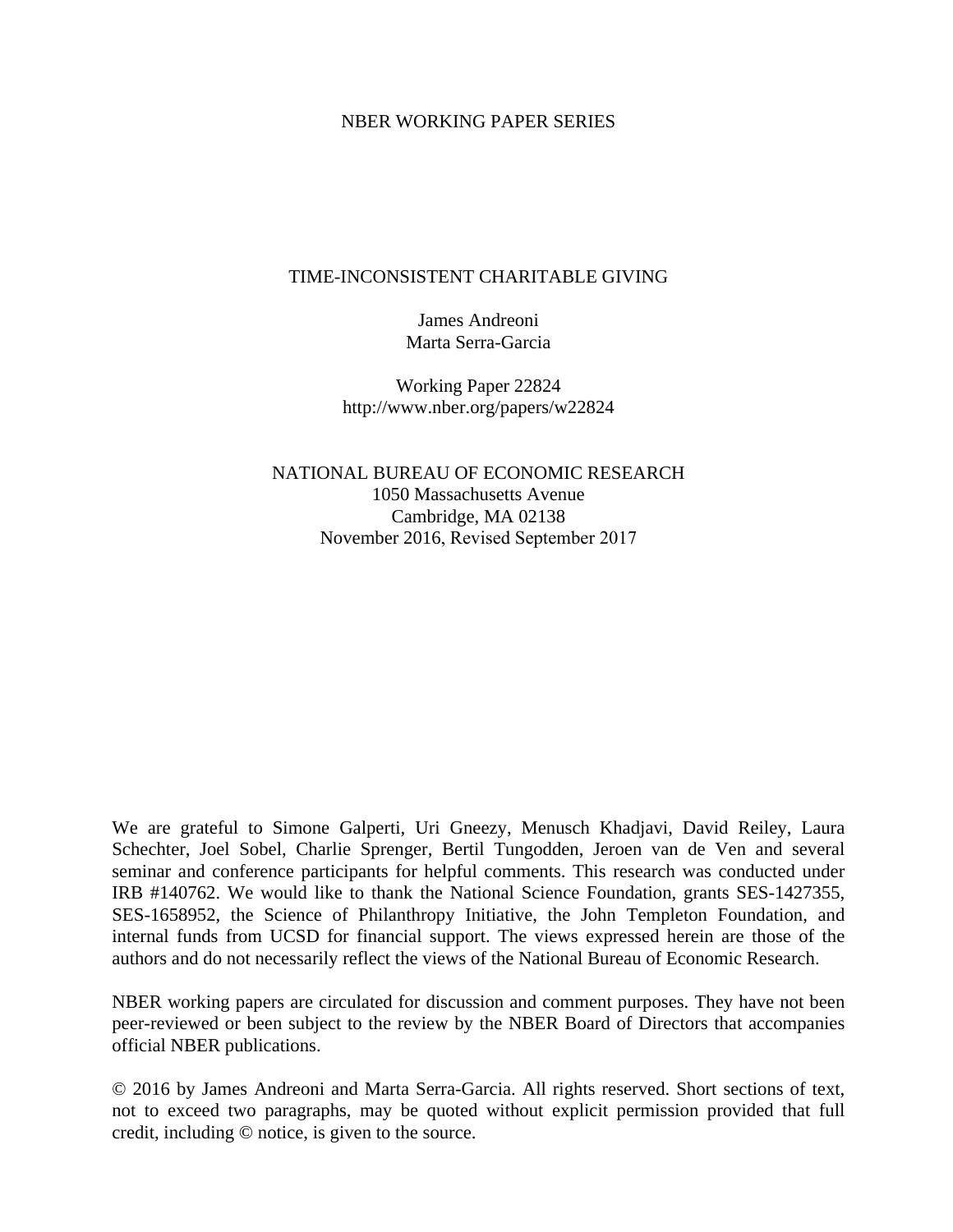NBER WORKING PAPER SERIES

# TIME-INCONSISTENT CHARITABLE GIVING

James Andreoni
Marta Serra-Garcia

Working Paper 22824
http://www.nber.org/papers/w22824

NATIONAL BUREAU OF ECONOMIC RESEARCH
1050 Massachusetts Avenue
Cambridge, MA 02138
November 2016, Revised September 2017

We are grateful to Simone Galperti, Uri Gneezy, Menusch Khadjavi, David Reiley, Laura Schechter, Joel Sobel, Charlie Sprenger, Bertil Tungodden, Jeroen van de Ven and several seminar and conference participants for helpful comments. This research was conducted under IRB #140762. We would like to thank the National Science Foundation, grants SES-1427355, SES-1658952, the Science of Philanthropy Initiative, the John Templeton Foundation, and internal funds from UCSD for financial support. The views expressed herein are those of the authors and do not necessarily reflect the views of the National Bureau of Economic Research.

NBER working papers are circulated for discussion and comment purposes. They have not been peer-reviewed or been subject to the review by the NBER Board of Directors that accompanies official NBER publications.

© 2016 by James Andreoni and Marta Serra-Garcia. All rights reserved. Short sections of text, not to exceed two paragraphs, may be quoted without explicit permission provided that full credit, including © notice, is given to the source.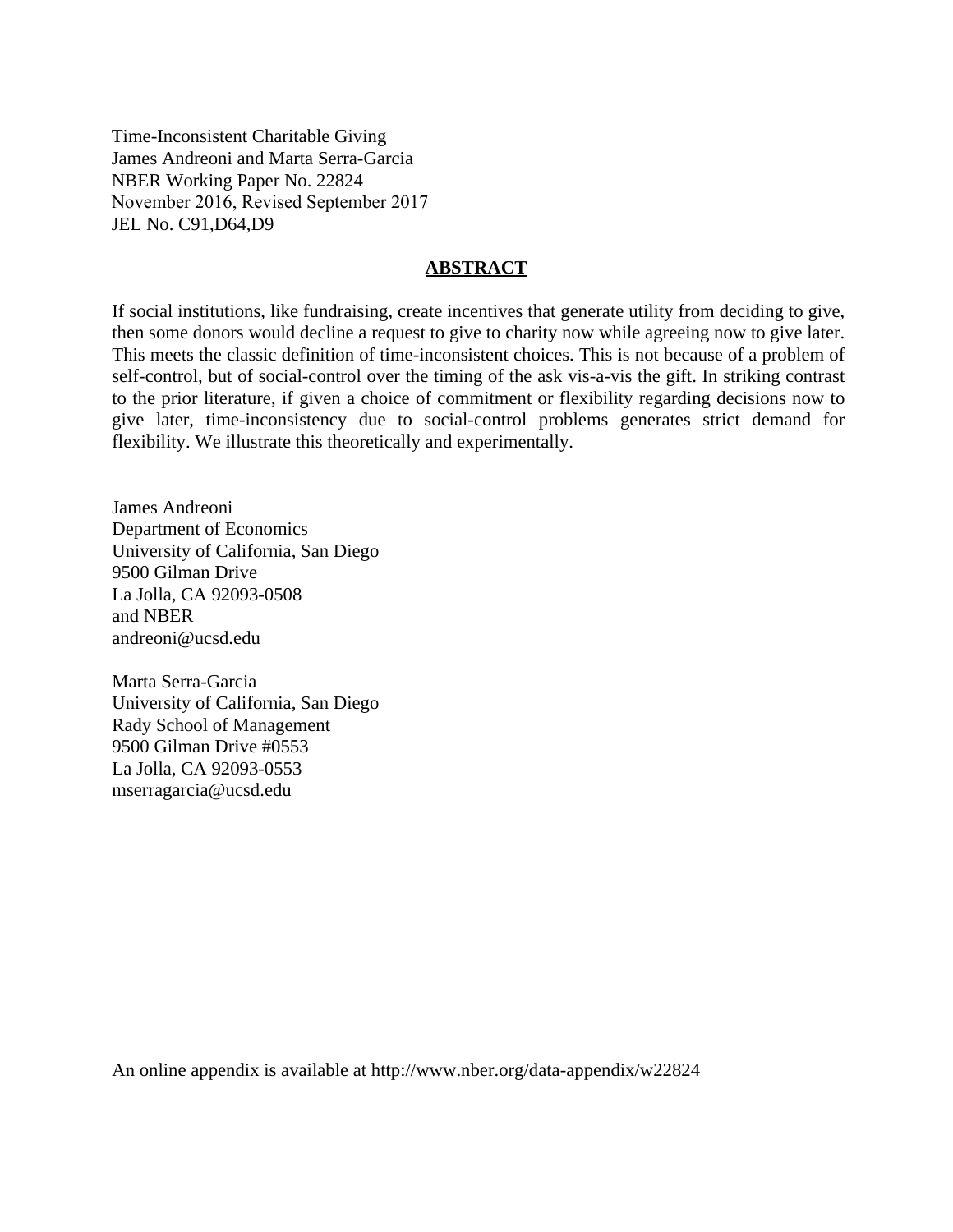Time-Inconsistent Charitable Giving
James Andreoni and Marta Serra-Garcia
NBER Working Paper No. 22824
November 2016, Revised September 2017
JEL No. C91,D64,D9

## ABSTRACT

If social institutions, like fundraising, create incentives that generate utility from deciding to give, then some donors would decline a request to give to charity now while agreeing now to give later. This meets the classic definition of time-inconsistent choices. This is not because of a problem of self-control, but of social-control over the timing of the ask vis-a-vis the gift. In striking contrast to the prior literature, if given a choice of commitment or flexibility regarding decisions now to give later, time-inconsistency due to social-control problems generates strict demand for flexibility. We illustrate this theoretically and experimentally.

James Andreoni
Department of Economics
University of California, San Diego
9500 Gilman Drive
La Jolla, CA 92093-0508
and NBER
andreoni@ucsd.edu

Marta Serra-Garcia
University of California, San Diego
Rady School of Management
9500 Gilman Drive #0553
La Jolla, CA 92093-0553
mserragarcia@ucsd.edu

An online appendix is available at http://www.nber.org/data-appendix/w22824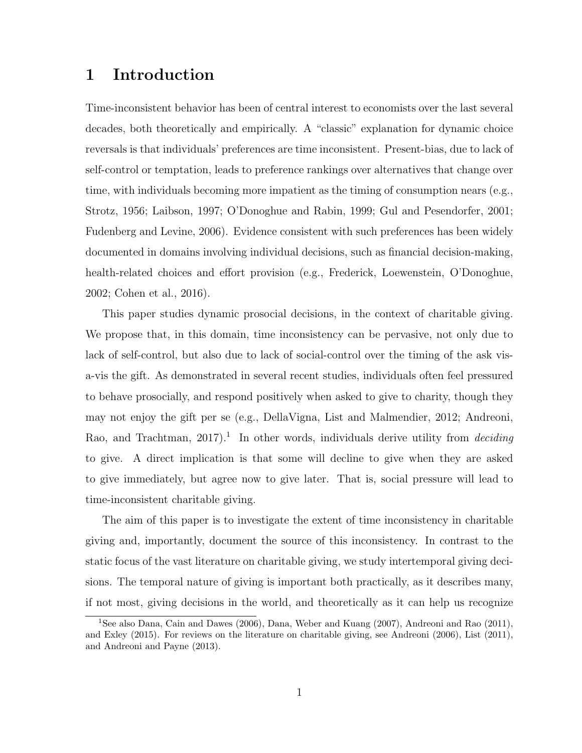# 1 Introduction

Time-inconsistent behavior has been of central interest to economists over the last several decades, both theoretically and empirically. A "classic" explanation for dynamic choice reversals is that individuals' preferences are time inconsistent. Present-bias, due to lack of self-control or temptation, leads to preference rankings over alternatives that change over time, with individuals becoming more impatient as the timing of consumption nears (e.g., Strotz, 1956; Laibson, 1997; O'Donoghue and Rabin, 1999; Gul and Pesendorfer, 2001; Fudenberg and Levine, 2006). Evidence consistent with such preferences has been widely documented in domains involving individual decisions, such as financial decision-making, health-related choices and effort provision (e.g., Frederick, Loewenstein, O'Donoghue, 2002; Cohen et al., 2016).

This paper studies dynamic prosocial decisions, in the context of charitable giving. We propose that, in this domain, time inconsistency can be pervasive, not only due to lack of self-control, but also due to lack of social-control over the timing of the ask vis-a-vis the gift. As demonstrated in several recent studies, individuals often feel pressured to behave prosocially, and respond positively when asked to give to charity, though they may not enjoy the gift per se (e.g., DellaVigna, List and Malmendier, 2012; Andreoni, Rao, and Trachtman, 2017).[1] In other words, individuals derive utility from *deciding* to give. A direct implication is that some will decline to give when they are asked to give immediately, but agree now to give later. That is, social pressure will lead to time-inconsistent charitable giving.

The aim of this paper is to investigate the extent of time inconsistency in charitable giving and, importantly, document the source of this inconsistency. In contrast to the static focus of the vast literature on charitable giving, we study intertemporal giving decisions. The temporal nature of giving is important both practically, as it describes many, if not most, giving decisions in the world, and theoretically as it can help us recognize

[1] See also Dana, Cain and Dawes (2006), Dana, Weber and Kuang (2007), Andreoni and Rao (2011), and Exley (2015). For reviews on the literature on charitable giving, see Andreoni (2006), List (2011), and Andreoni and Payne (2013).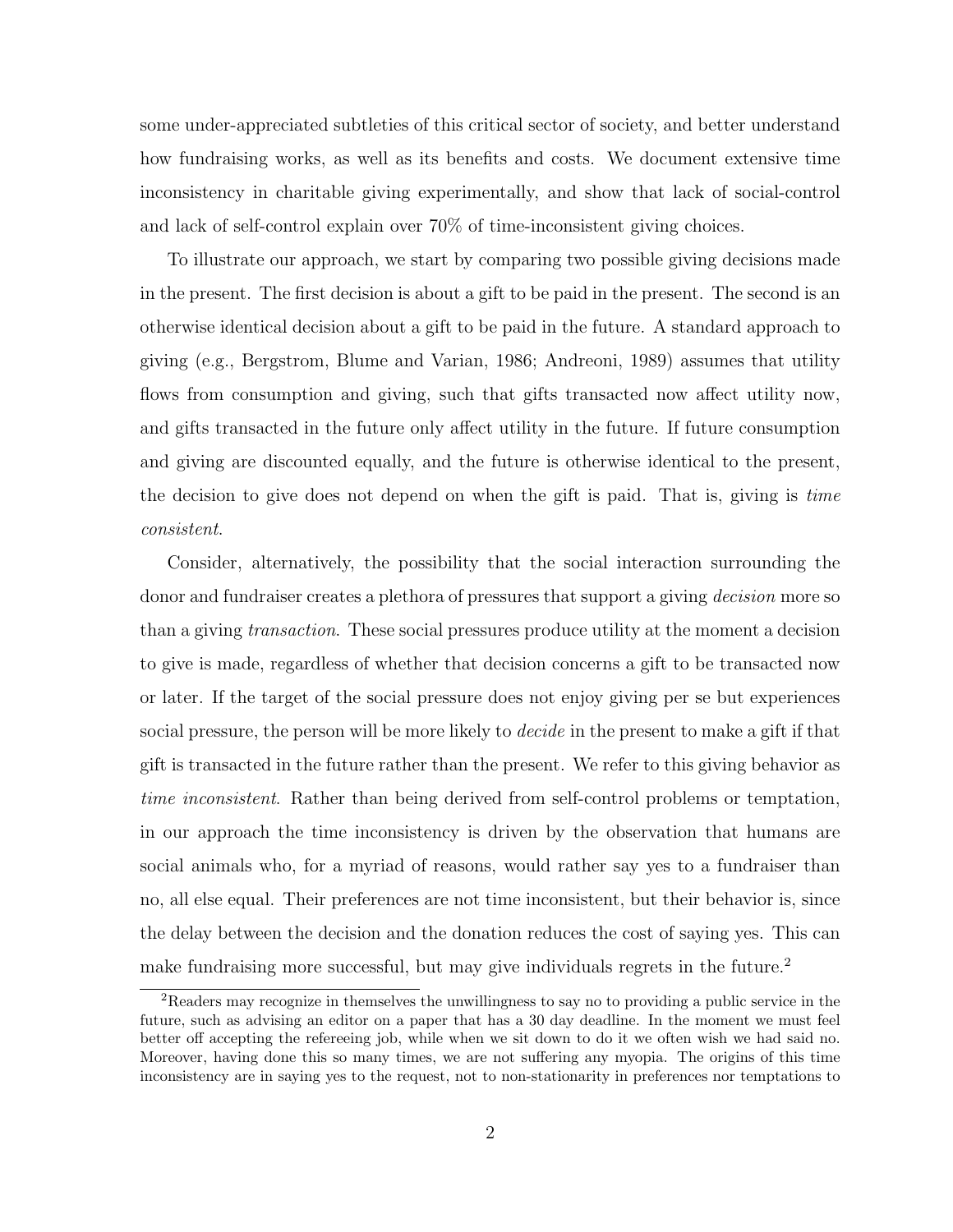some under-appreciated subtleties of this critical sector of society, and better understand how fundraising works, as well as its benefits and costs. We document extensive time inconsistency in charitable giving experimentally, and show that lack of social-control and lack of self-control explain over 70% of time-inconsistent giving choices.

To illustrate our approach, we start by comparing two possible giving decisions made in the present. The first decision is about a gift to be paid in the present. The second is an otherwise identical decision about a gift to be paid in the future. A standard approach to giving (e.g., Bergstrom, Blume and Varian, 1986; Andreoni, 1989) assumes that utility flows from consumption and giving, such that gifts transacted now affect utility now, and gifts transacted in the future only affect utility in the future. If future consumption and giving are discounted equally, and the future is otherwise identical to the present, the decision to give does not depend on when the gift is paid. That is, giving is *time consistent*.

Consider, alternatively, the possibility that the social interaction surrounding the donor and fundraiser creates a plethora of pressures that support a giving *decision* more so than a giving *transaction*. These social pressures produce utility at the moment a decision to give is made, regardless of whether that decision concerns a gift to be transacted now or later. If the target of the social pressure does not enjoy giving per se but experiences social pressure, the person will be more likely to *decide* in the present to make a gift if that gift is transacted in the future rather than the present. We refer to this giving behavior as *time inconsistent*. Rather than being derived from self-control problems or temptation, in our approach the time inconsistency is driven by the observation that humans are social animals who, for a myriad of reasons, would rather say yes to a fundraiser than no, all else equal. Their preferences are not time inconsistent, but their behavior is, since the delay between the decision and the donation reduces the cost of saying yes. This can make fundraising more successful, but may give individuals regrets in the future.[2]

[2]Readers may recognize in themselves the unwillingness to say no to providing a public service in the future, such as advising an editor on a paper that has a 30 day deadline. In the moment we must feel better off accepting the refereeing job, while when we sit down to do it we often wish we had said no. Moreover, having done this so many times, we are not suffering any myopia. The origins of this time inconsistency are in saying yes to the request, not to non-stationarity in preferences nor temptations to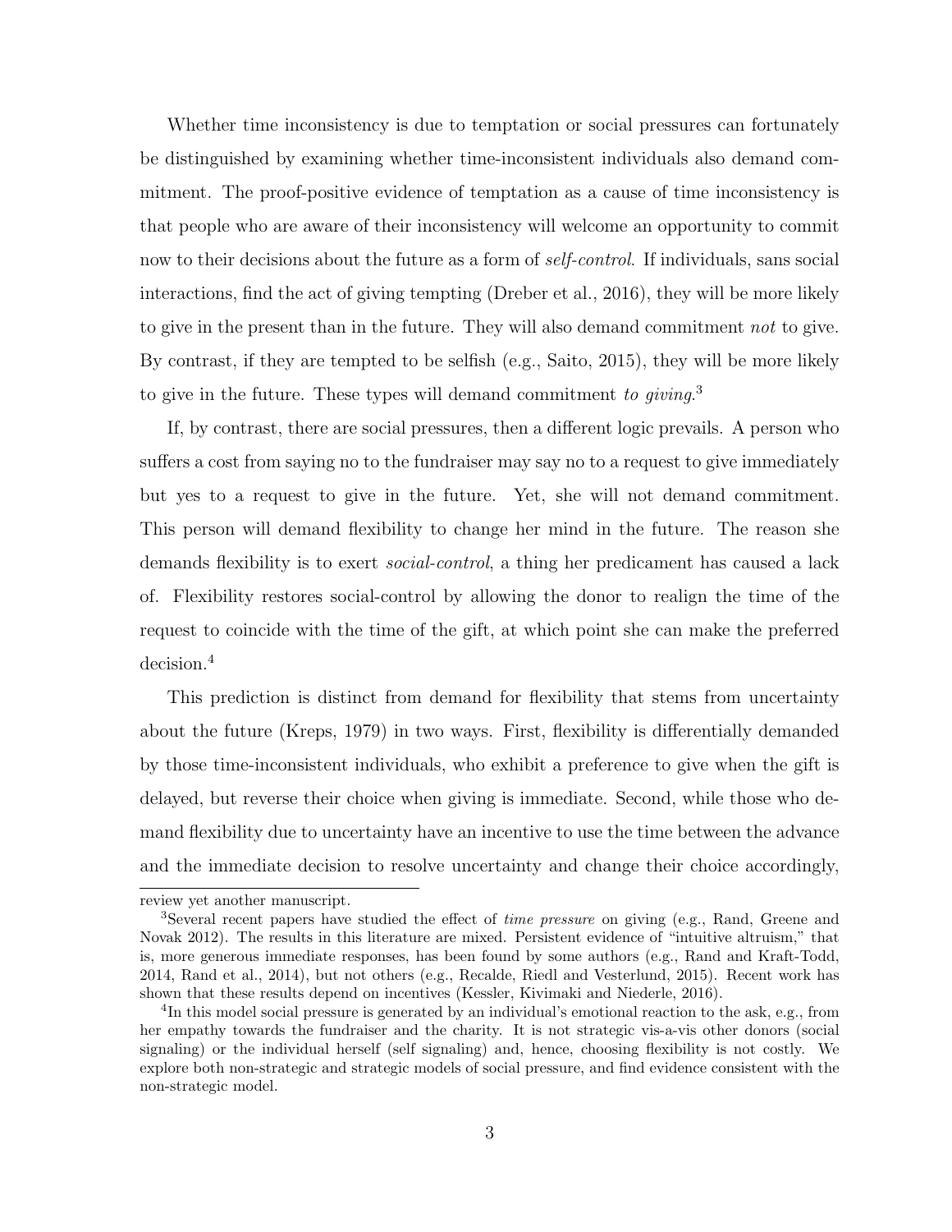Whether time inconsistency is due to temptation or social pressures can fortunately be distinguished by examining whether time-inconsistent individuals also demand commitment. The proof-positive evidence of temptation as a cause of time inconsistency is that people who are aware of their inconsistency will welcome an opportunity to commit now to their decisions about the future as a form of *self-control*. If individuals, sans social interactions, find the act of giving tempting (Dreber et al., 2016), they will be more likely to give in the present than in the future. They will also demand commitment *not* to give. By contrast, if they are tempted to be selfish (e.g., Saito, 2015), they will be more likely to give in the future. These types will demand commitment *to giving*.[3]

If, by contrast, there are social pressures, then a different logic prevails. A person who suffers a cost from saying no to the fundraiser may say no to a request to give immediately but yes to a request to give in the future. Yet, she will not demand commitment. This person will demand flexibility to change her mind in the future. The reason she demands flexibility is to exert *social-control*, a thing her predicament has caused a lack of. Flexibility restores social-control by allowing the donor to realign the time of the request to coincide with the time of the gift, at which point she can make the preferred decision.[4]

This prediction is distinct from demand for flexibility that stems from uncertainty about the future (Kreps, 1979) in two ways. First, flexibility is differentially demanded by those time-inconsistent individuals, who exhibit a preference to give when the gift is delayed, but reverse their choice when giving is immediate. Second, while those who demand flexibility due to uncertainty have an incentive to use the time between the advance and the immediate decision to resolve uncertainty and change their choice accordingly,

review yet another manuscript.

[3]Several recent papers have studied the effect of *time pressure* on giving (e.g., Rand, Greene and Novak 2012). The results in this literature are mixed. Persistent evidence of "intuitive altruism," that is, more generous immediate responses, has been found by some authors (e.g., Rand and Kraft-Todd, 2014, Rand et al., 2014), but not others (e.g., Recalde, Riedl and Vesterlund, 2015). Recent work has shown that these results depend on incentives (Kessler, Kivimaki and Niederle, 2016).

[4]In this model social pressure is generated by an individual's emotional reaction to the ask, e.g., from her empathy towards the fundraiser and the charity. It is not strategic vis-a-vis other donors (social signaling) or the individual herself (self signaling) and, hence, choosing flexibility is not costly. We explore both non-strategic and strategic models of social pressure, and find evidence consistent with the non-strategic model.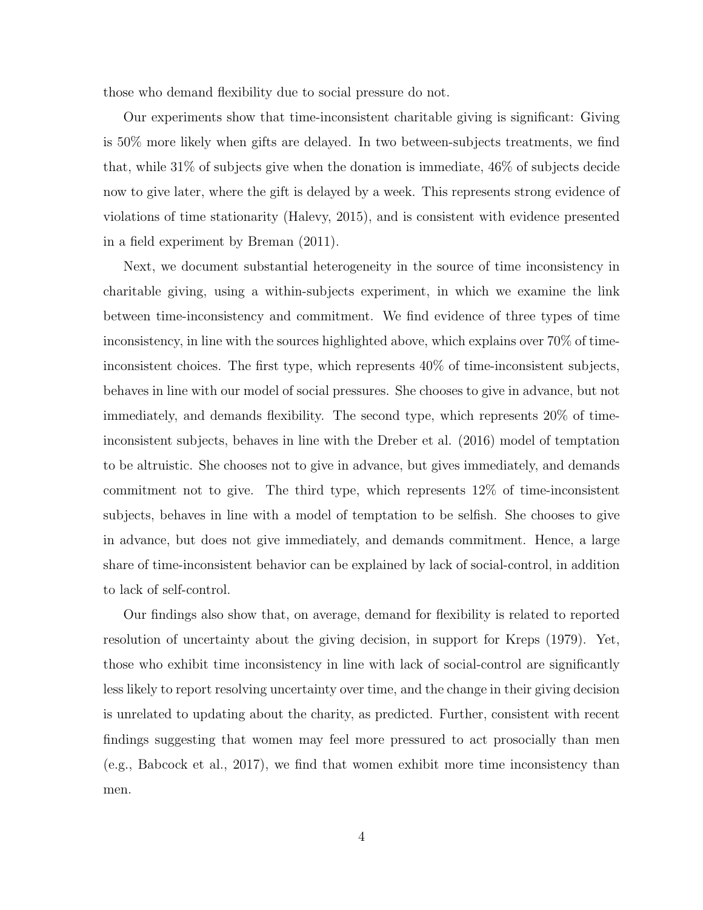those who demand flexibility due to social pressure do not.

Our experiments show that time-inconsistent charitable giving is significant: Giving is 50% more likely when gifts are delayed. In two between-subjects treatments, we find that, while 31% of subjects give when the donation is immediate, 46% of subjects decide now to give later, where the gift is delayed by a week. This represents strong evidence of violations of time stationarity (Halevy, 2015), and is consistent with evidence presented in a field experiment by Breman (2011).

Next, we document substantial heterogeneity in the source of time inconsistency in charitable giving, using a within-subjects experiment, in which we examine the link between time-inconsistency and commitment. We find evidence of three types of time inconsistency, in line with the sources highlighted above, which explains over 70% of time-inconsistent choices. The first type, which represents 40% of time-inconsistent subjects, behaves in line with our model of social pressures. She chooses to give in advance, but not immediately, and demands flexibility. The second type, which represents 20% of time-inconsistent subjects, behaves in line with the Dreber et al. (2016) model of temptation to be altruistic. She chooses not to give in advance, but gives immediately, and demands commitment not to give. The third type, which represents 12% of time-inconsistent subjects, behaves in line with a model of temptation to be selfish. She chooses to give in advance, but does not give immediately, and demands commitment. Hence, a large share of time-inconsistent behavior can be explained by lack of social-control, in addition to lack of self-control.

Our findings also show that, on average, demand for flexibility is related to reported resolution of uncertainty about the giving decision, in support for Kreps (1979). Yet, those who exhibit time inconsistency in line with lack of social-control are significantly less likely to report resolving uncertainty over time, and the change in their giving decision is unrelated to updating about the charity, as predicted. Further, consistent with recent findings suggesting that women may feel more pressured to act prosocially than men (e.g., Babcock et al., 2017), we find that women exhibit more time inconsistency than men.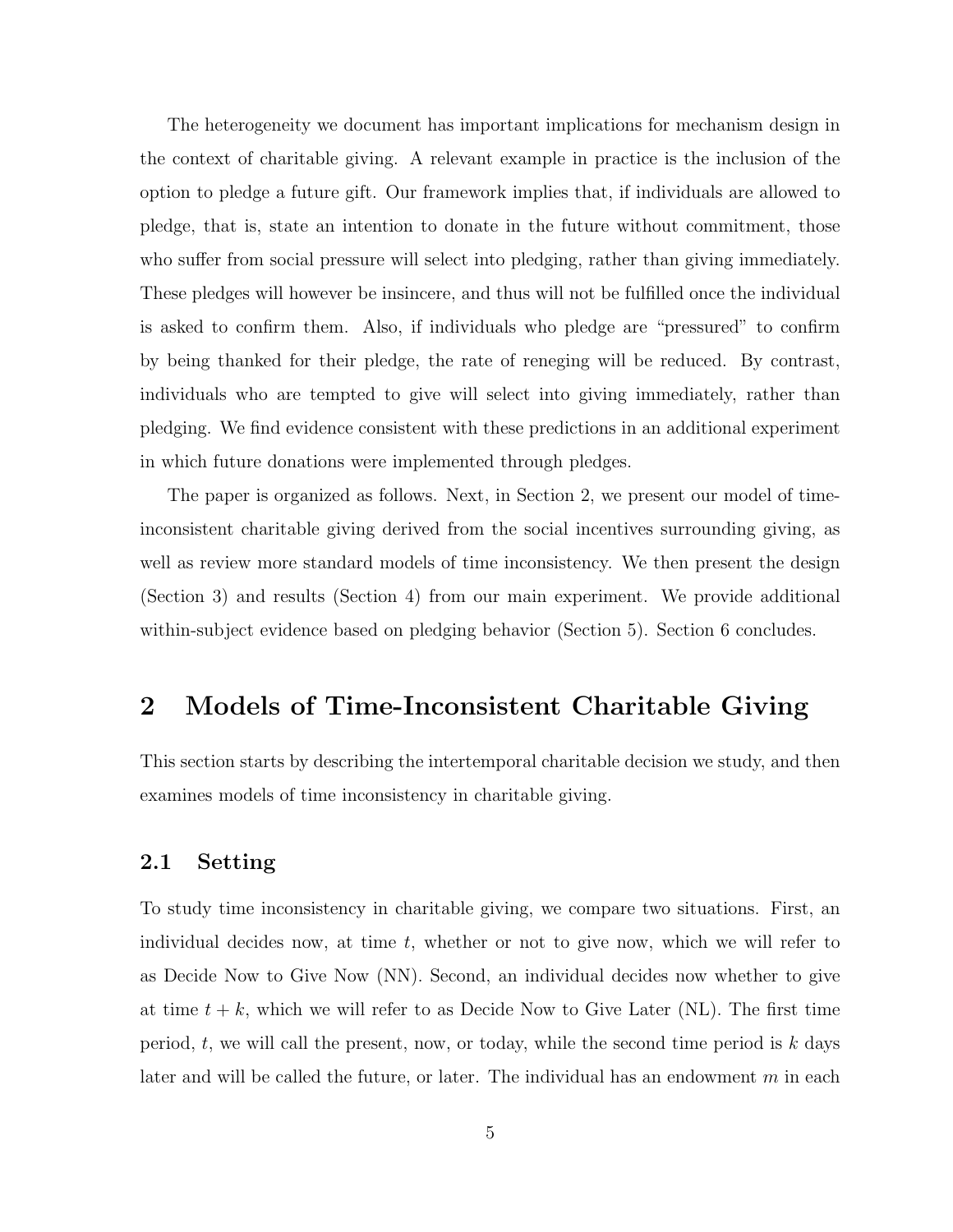The heterogeneity we document has important implications for mechanism design in the context of charitable giving. A relevant example in practice is the inclusion of the option to pledge a future gift. Our framework implies that, if individuals are allowed to pledge, that is, state an intention to donate in the future without commitment, those who suffer from social pressure will select into pledging, rather than giving immediately. These pledges will however be insincere, and thus will not be fulfilled once the individual is asked to confirm them. Also, if individuals who pledge are "pressured" to confirm by being thanked for their pledge, the rate of reneging will be reduced. By contrast, individuals who are tempted to give will select into giving immediately, rather than pledging. We find evidence consistent with these predictions in an additional experiment in which future donations were implemented through pledges.

The paper is organized as follows. Next, in Section 2, we present our model of time-inconsistent charitable giving derived from the social incentives surrounding giving, as well as review more standard models of time inconsistency. We then present the design (Section 3) and results (Section 4) from our main experiment. We provide additional within-subject evidence based on pledging behavior (Section 5). Section 6 concludes.

## 2 Models of Time-Inconsistent Charitable Giving

This section starts by describing the intertemporal charitable decision we study, and then examines models of time inconsistency in charitable giving.

### 2.1 Setting

To study time inconsistency in charitable giving, we compare two situations. First, an individual decides now, at time $t$, whether or not to give now, which we will refer to as Decide Now to Give Now (NN). Second, an individual decides now whether to give at time $t + k$, which we will refer to as Decide Now to Give Later (NL). The first time period, $t$, we will call the present, now, or today, while the second time period is $k$ days later and will be called the future, or later. The individual has an endowment $m$ in each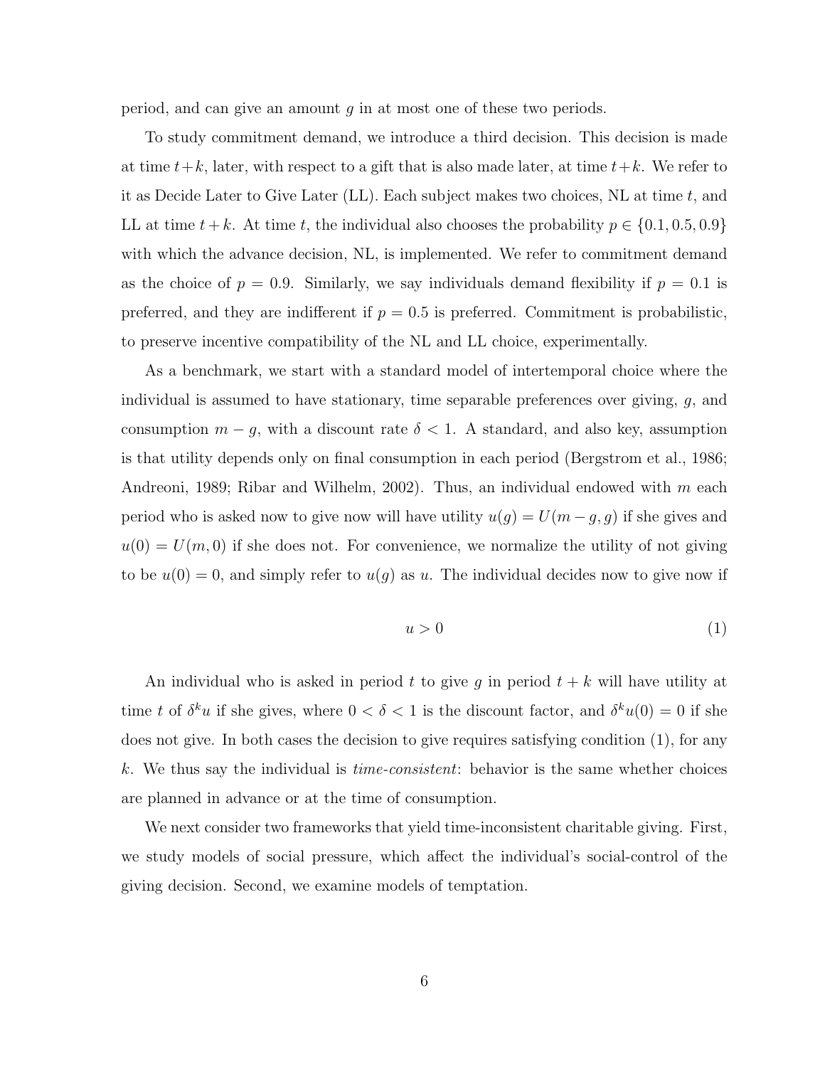period, and can give an amount $g$ in at most one of these two periods.

To study commitment demand, we introduce a third decision. This decision is made at time $t+k$, later, with respect to a gift that is also made later, at time $t+k$. We refer to it as Decide Later to Give Later (LL). Each subject makes two choices, NL at time $t$, and LL at time $t+k$. At time $t$, the individual also chooses the probability $p \in \{0.1, 0.5, 0.9\}$ with which the advance decision, NL, is implemented. We refer to commitment demand as the choice of $p = 0.9$. Similarly, we say individuals demand flexibility if $p = 0.1$ is preferred, and they are indifferent if $p = 0.5$ is preferred. Commitment is probabilistic, to preserve incentive compatibility of the NL and LL choice, experimentally.

As a benchmark, we start with a standard model of intertemporal choice where the individual is assumed to have stationary, time separable preferences over giving, $g$, and consumption $m - g$, with a discount rate $\delta < 1$. A standard, and also key, assumption is that utility depends only on final consumption in each period (Bergstrom et al., 1986; Andreoni, 1989; Ribar and Wilhelm, 2002). Thus, an individual endowed with $m$ each period who is asked now to give now will have utility $u(g) = U(m-g, g)$ if she gives and $u(0) = U(m, 0)$ if she does not. For convenience, we normalize the utility of not giving to be $u(0) = 0$, and simply refer to $u(g)$ as $u$. The individual decides now to give now if

$$u > 0 \tag{1}$$

An individual who is asked in period $t$ to give $g$ in period $t + k$ will have utility at time $t$ of $\delta^k u$ if she gives, where $0 < \delta < 1$ is the discount factor, and $\delta^k u(0) = 0$ if she does not give. In both cases the decision to give requires satisfying condition (1), for any $k$. We thus say the individual is *time-consistent*: behavior is the same whether choices are planned in advance or at the time of consumption.

We next consider two frameworks that yield time-inconsistent charitable giving. First, we study models of social pressure, which affect the individual's social-control of the giving decision. Second, we examine models of temptation.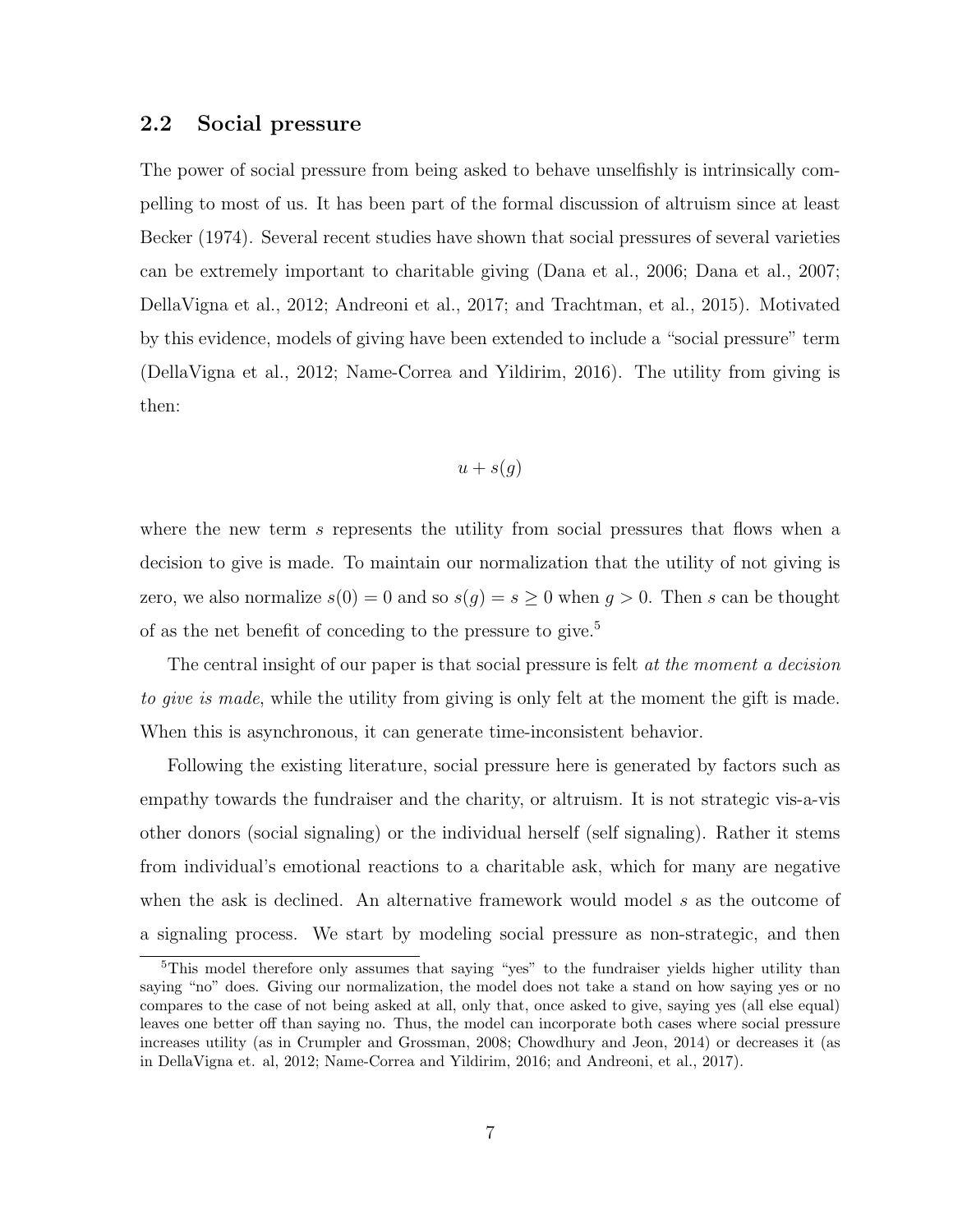## 2.2 Social pressure

The power of social pressure from being asked to behave unselfishly is intrinsically compelling to most of us. It has been part of the formal discussion of altruism since at least Becker (1974). Several recent studies have shown that social pressures of several varieties can be extremely important to charitable giving (Dana et al., 2006; Dana et al., 2007; DellaVigna et al., 2012; Andreoni et al., 2017; and Trachtman, et al., 2015). Motivated by this evidence, models of giving have been extended to include a "social pressure" term (DellaVigna et al., 2012; Name-Correa and Yildirim, 2016). The utility from giving is then:

$$u + s(g)$$

where the new term $s$ represents the utility from social pressures that flows when a decision to give is made. To maintain our normalization that the utility of not giving is zero, we also normalize $s(0) = 0$ and so $s(g) = s \geq 0$ when $g > 0$. Then $s$ can be thought of as the net benefit of conceding to the pressure to give.[5]

The central insight of our paper is that social pressure is felt *at the moment a decision to give is made*, while the utility from giving is only felt at the moment the gift is made. When this is asynchronous, it can generate time-inconsistent behavior.

Following the existing literature, social pressure here is generated by factors such as empathy towards the fundraiser and the charity, or altruism. It is not strategic vis-a-vis other donors (social signaling) or the individual herself (self signaling). Rather it stems from individual's emotional reactions to a charitable ask, which for many are negative when the ask is declined. An alternative framework would model $s$ as the outcome of a signaling process. We start by modeling social pressure as non-strategic, and then

[5]This model therefore only assumes that saying "yes" to the fundraiser yields higher utility than saying "no" does. Giving our normalization, the model does not take a stand on how saying yes or no compares to the case of not being asked at all, only that, once asked to give, saying yes (all else equal) leaves one better off than saying no. Thus, the model can incorporate both cases where social pressure increases utility (as in Crumpler and Grossman, 2008; Chowdhury and Jeon, 2014) or decreases it (as in DellaVigna et. al, 2012; Name-Correa and Yildirim, 2016; and Andreoni, et al., 2017).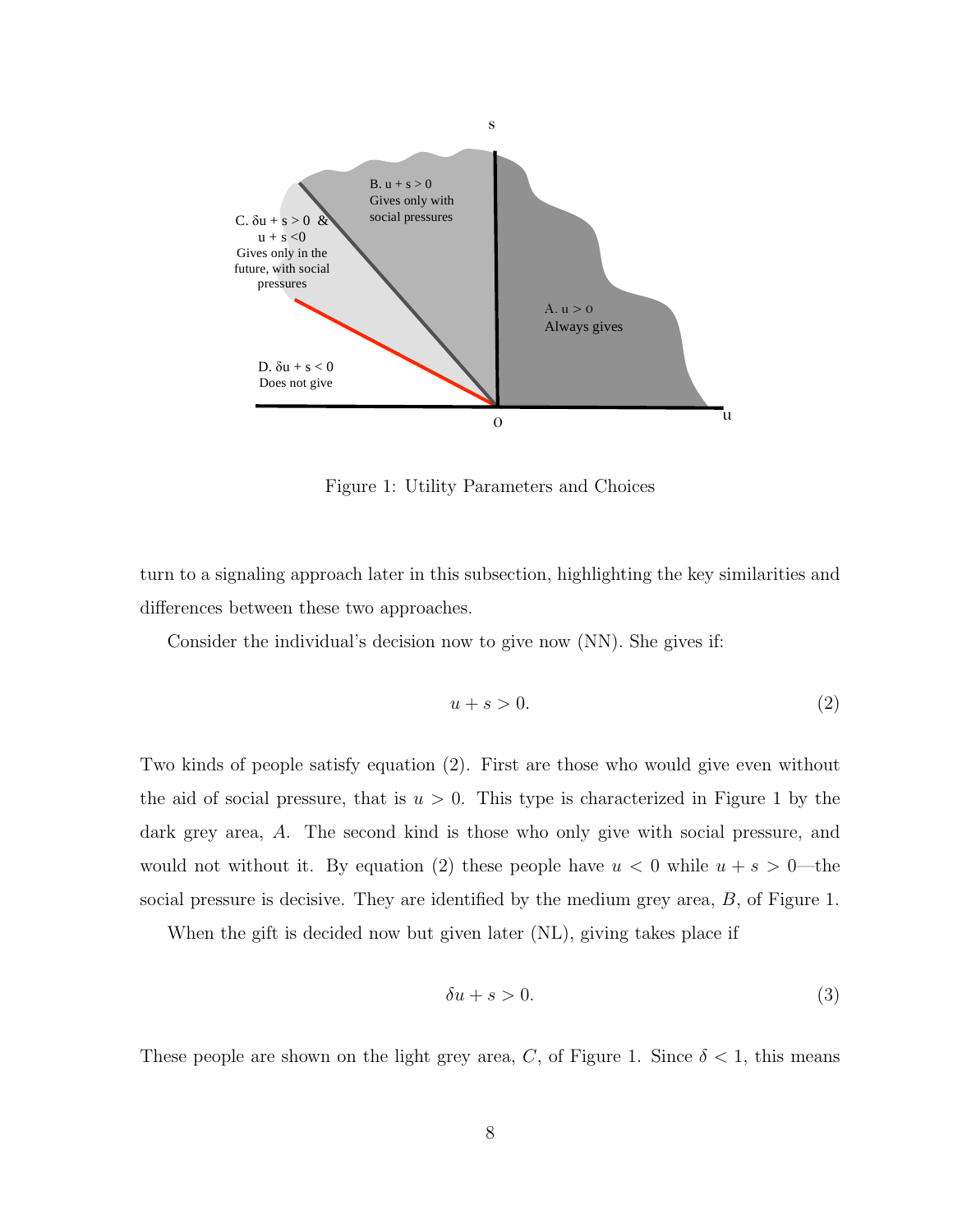Figure 1: Utility Parameters and Choices

turn to a signaling approach later in this subsection, highlighting the key similarities and differences between these two approaches.

Consider the individual's decision now to give now (NN). She gives if:

$$u + s > 0. \tag{2}$$

Two kinds of people satisfy equation (2). First are those who would give even without the aid of social pressure, that is $u > 0$. This type is characterized in Figure 1 by the dark grey area, $A$. The second kind is those who only give with social pressure, and would not without it. By equation (2) these people have $u < 0$ while $u + s > 0$—the social pressure is decisive. They are identified by the medium grey area, $B$, of Figure 1.

When the gift is decided now but given later (NL), giving takes place if

$$\delta u + s > 0. \tag{3}$$

These people are shown on the light grey area, $C$, of Figure 1. Since $\delta < 1$, this means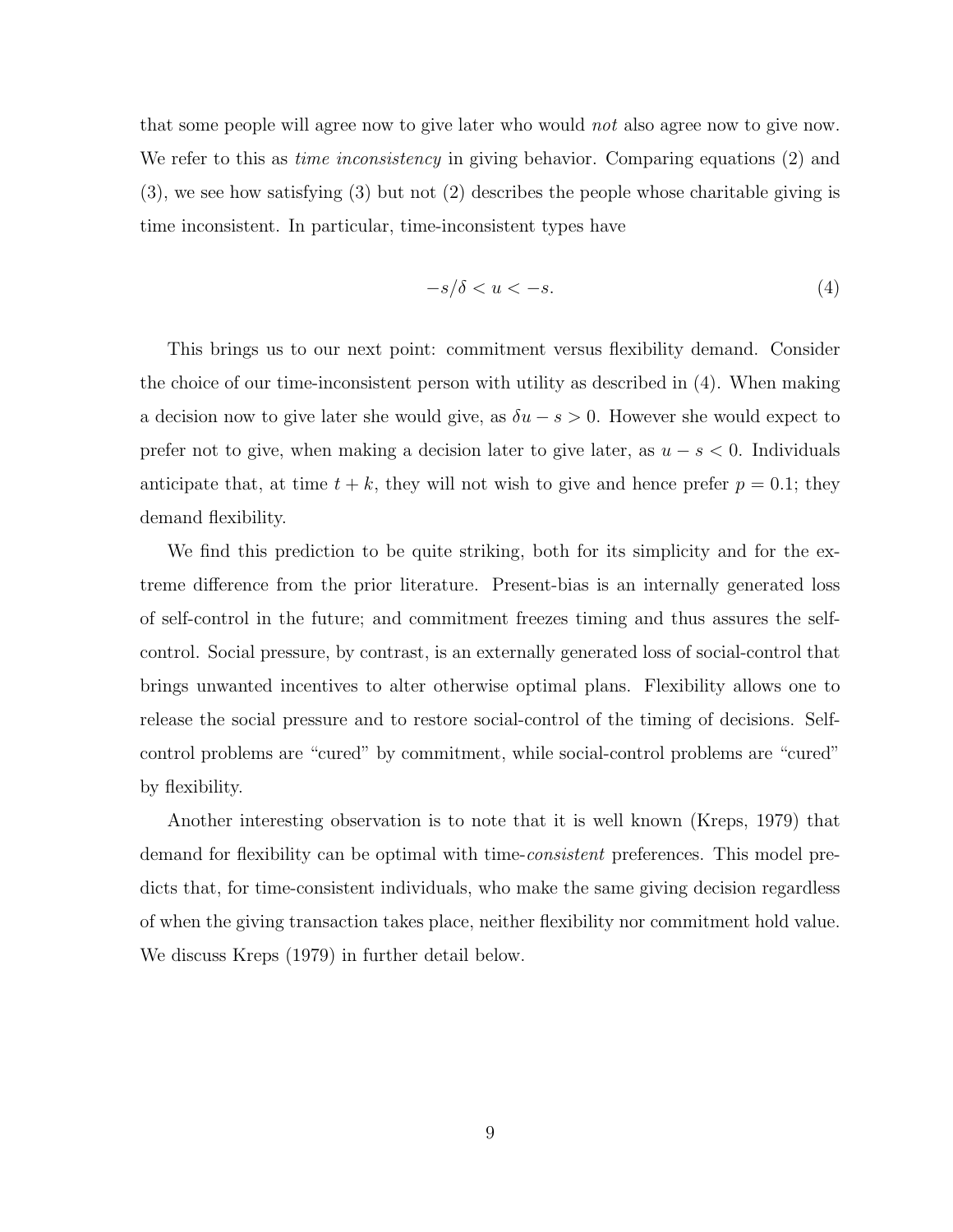that some people will agree now to give later who would *not* also agree now to give now. We refer to this as *time inconsistency* in giving behavior. Comparing equations (2) and (3), we see how satisfying (3) but not (2) describes the people whose charitable giving is time inconsistent. In particular, time-inconsistent types have

$$-s/\delta < u < -s. \tag{4}$$

This brings us to our next point: commitment versus flexibility demand. Consider the choice of our time-inconsistent person with utility as described in (4). When making a decision now to give later she would give, as $\delta u - s > 0$. However she would expect to prefer not to give, when making a decision later to give later, as $u - s < 0$. Individuals anticipate that, at time $t + k$, they will not wish to give and hence prefer $p = 0.1$; they demand flexibility.

We find this prediction to be quite striking, both for its simplicity and for the extreme difference from the prior literature. Present-bias is an internally generated loss of self-control in the future; and commitment freezes timing and thus assures the self-control. Social pressure, by contrast, is an externally generated loss of social-control that brings unwanted incentives to alter otherwise optimal plans. Flexibility allows one to release the social pressure and to restore social-control of the timing of decisions. Self-control problems are "cured" by commitment, while social-control problems are "cured" by flexibility.

Another interesting observation is to note that it is well known (Kreps, 1979) that demand for flexibility can be optimal with time-*consistent* preferences. This model predicts that, for time-consistent individuals, who make the same giving decision regardless of when the giving transaction takes place, neither flexibility nor commitment hold value. We discuss Kreps (1979) in further detail below.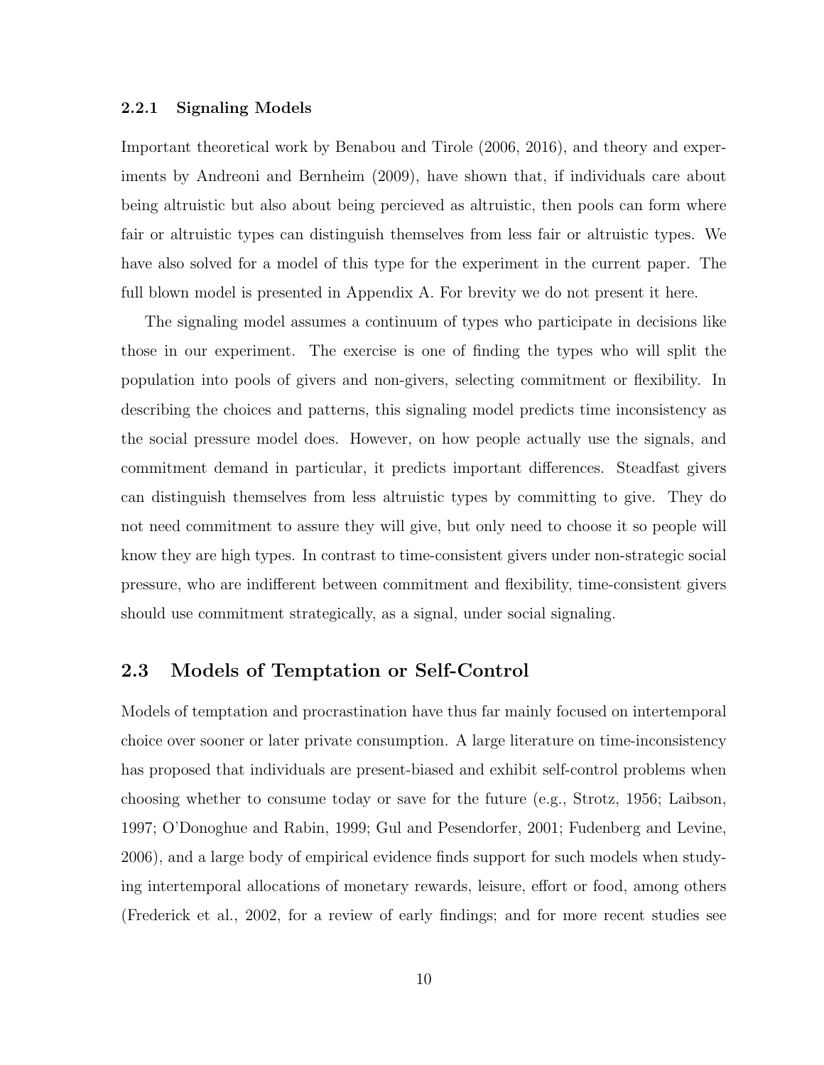### 2.2.1 Signaling Models

Important theoretical work by Benabou and Tirole (2006, 2016), and theory and experiments by Andreoni and Bernheim (2009), have shown that, if individuals care about being altruistic but also about being percieved as altruistic, then pools can form where fair or altruistic types can distinguish themselves from less fair or altruistic types. We have also solved for a model of this type for the experiment in the current paper. The full blown model is presented in Appendix A. For brevity we do not present it here.

The signaling model assumes a continuum of types who participate in decisions like those in our experiment. The exercise is one of finding the types who will split the population into pools of givers and non-givers, selecting commitment or flexibility. In describing the choices and patterns, this signaling model predicts time inconsistency as the social pressure model does. However, on how people actually use the signals, and commitment demand in particular, it predicts important differences. Steadfast givers can distinguish themselves from less altruistic types by committing to give. They do not need commitment to assure they will give, but only need to choose it so people will know they are high types. In contrast to time-consistent givers under non-strategic social pressure, who are indifferent between commitment and flexibility, time-consistent givers should use commitment strategically, as a signal, under social signaling.

## 2.3 Models of Temptation or Self-Control

Models of temptation and procrastination have thus far mainly focused on intertemporal choice over sooner or later private consumption. A large literature on time-inconsistency has proposed that individuals are present-biased and exhibit self-control problems when choosing whether to consume today or save for the future (e.g., Strotz, 1956; Laibson, 1997; O'Donoghue and Rabin, 1999; Gul and Pesendorfer, 2001; Fudenberg and Levine, 2006), and a large body of empirical evidence finds support for such models when studying intertemporal allocations of monetary rewards, leisure, effort or food, among others (Frederick et al., 2002, for a review of early findings; and for more recent studies see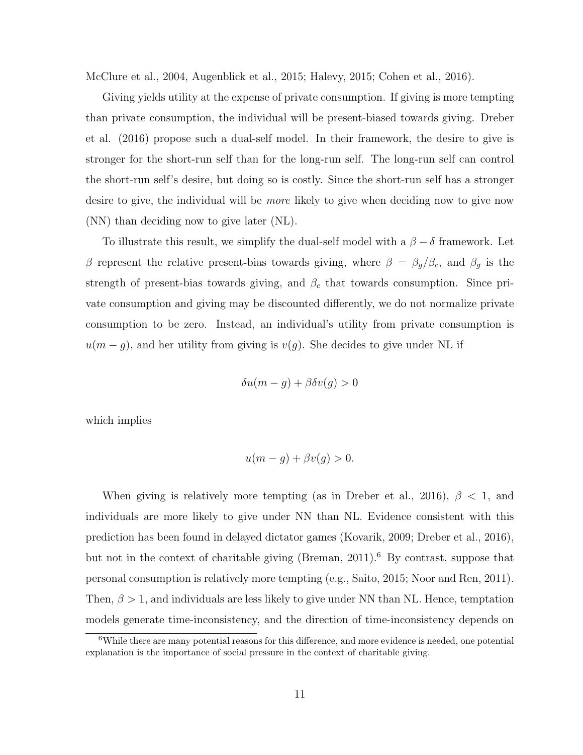McClure et al., 2004, Augenblick et al., 2015; Halevy, 2015; Cohen et al., 2016).

Giving yields utility at the expense of private consumption. If giving is more tempting than private consumption, the individual will be present-biased towards giving. Dreber et al. (2016) propose such a dual-self model. In their framework, the desire to give is stronger for the short-run self than for the long-run self. The long-run self can control the short-run self's desire, but doing so is costly. Since the short-run self has a stronger desire to give, the individual will be *more* likely to give when deciding now to give now (NN) than deciding now to give later (NL).

To illustrate this result, we simplify the dual-self model with a $\beta - \delta$ framework. Let $\beta$ represent the relative present-bias towards giving, where $\beta = \beta_g/\beta_c$, and $\beta_g$ is the strength of present-bias towards giving, and $\beta_c$ that towards consumption. Since private consumption and giving may be discounted differently, we do not normalize private consumption to be zero. Instead, an individual's utility from private consumption is $u(m-g)$, and her utility from giving is $v(g)$. She decides to give under NL if

$$\delta u(m-g) + \beta\delta v(g) > 0$$

which implies

$$u(m-g) + \beta v(g) > 0.$$

When giving is relatively more tempting (as in Dreber et al., 2016), $\beta < 1$, and individuals are more likely to give under NN than NL. Evidence consistent with this prediction has been found in delayed dictator games (Kovarik, 2009; Dreber et al., 2016), but not in the context of charitable giving (Breman, 2011).[6] By contrast, suppose that personal consumption is relatively more tempting (e.g., Saito, 2015; Noor and Ren, 2011). Then, $\beta > 1$, and individuals are less likely to give under NN than NL. Hence, temptation models generate time-inconsistency, and the direction of time-inconsistency depends on

[6] While there are many potential reasons for this difference, and more evidence is needed, one potential explanation is the importance of social pressure in the context of charitable giving.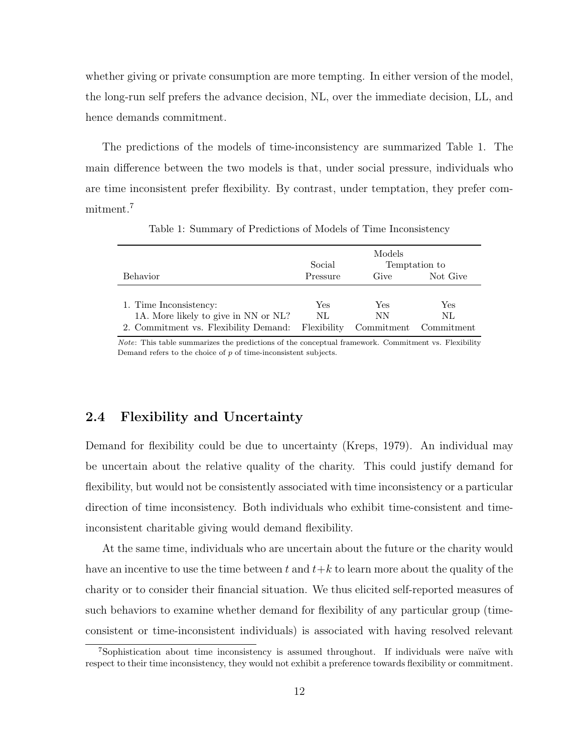whether giving or private consumption are more tempting. In either version of the model, the long-run self prefers the advance decision, NL, over the immediate decision, LL, and hence demands commitment.

The predictions of the models of time-inconsistency are summarized Table 1. The main difference between the two models is that, under social pressure, individuals who are time inconsistent prefer flexibility. By contrast, under temptation, they prefer commitment.[7]

Table 1: Summary of Predictions of Models of Time Inconsistency

| | Models | | |
|---|---|---|---|
| | Social | Temptation to | |
| Behavior | Pressure | Give | Not Give |
| 1. Time Inconsistency: | Yes | Yes | Yes |
| 1A. More likely to give in NN or NL? | NL | NN | NL |
| 2. Commitment vs. Flexibility Demand: | Flexibility | Commitment | Commitment |

*Note*: This table summarizes the predictions of the conceptual framework. Commitment vs. Flexibility Demand refers to the choice of $p$ of time-inconsistent subjects.

## 2.4 Flexibility and Uncertainty

Demand for flexibility could be due to uncertainty (Kreps, 1979). An individual may be uncertain about the relative quality of the charity. This could justify demand for flexibility, but would not be consistently associated with time inconsistency or a particular direction of time inconsistency. Both individuals who exhibit time-consistent and time-inconsistent charitable giving would demand flexibility.

At the same time, individuals who are uncertain about the future or the charity would have an incentive to use the time between $t$ and $t+k$ to learn more about the quality of the charity or to consider their financial situation. We thus elicited self-reported measures of such behaviors to examine whether demand for flexibility of any particular group (time-consistent or time-inconsistent individuals) is associated with having resolved relevant

[7]Sophistication about time inconsistency is assumed throughout. If individuals were naïve with respect to their time inconsistency, they would not exhibit a preference towards flexibility or commitment.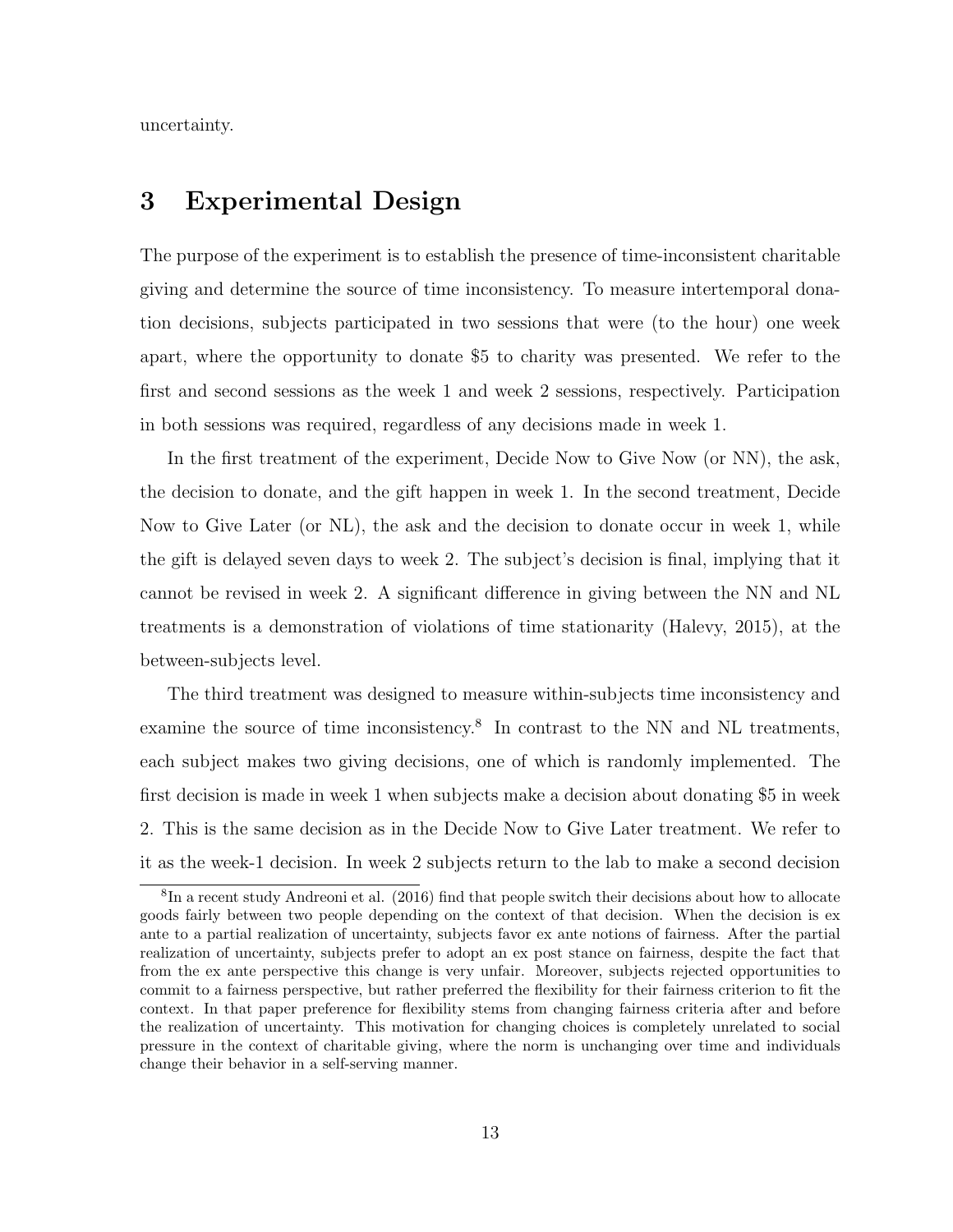uncertainty.

# 3 Experimental Design

The purpose of the experiment is to establish the presence of time-inconsistent charitable giving and determine the source of time inconsistency. To measure intertemporal donation decisions, subjects participated in two sessions that were (to the hour) one week apart, where the opportunity to donate $5 to charity was presented. We refer to the first and second sessions as the week 1 and week 2 sessions, respectively. Participation in both sessions was required, regardless of any decisions made in week 1.

In the first treatment of the experiment, Decide Now to Give Now (or NN), the ask, the decision to donate, and the gift happen in week 1. In the second treatment, Decide Now to Give Later (or NL), the ask and the decision to donate occur in week 1, while the gift is delayed seven days to week 2. The subject's decision is final, implying that it cannot be revised in week 2. A significant difference in giving between the NN and NL treatments is a demonstration of violations of time stationarity (Halevy, 2015), at the between-subjects level.

The third treatment was designed to measure within-subjects time inconsistency and examine the source of time inconsistency.[8] In contrast to the NN and NL treatments, each subject makes two giving decisions, one of which is randomly implemented. The first decision is made in week 1 when subjects make a decision about donating $5 in week 2. This is the same decision as in the Decide Now to Give Later treatment. We refer to it as the week-1 decision. In week 2 subjects return to the lab to make a second decision

[8] In a recent study Andreoni et al. (2016) find that people switch their decisions about how to allocate goods fairly between two people depending on the context of that decision. When the decision is ex ante to a partial realization of uncertainty, subjects favor ex ante notions of fairness. After the partial realization of uncertainty, subjects prefer to adopt an ex post stance on fairness, despite the fact that from the ex ante perspective this change is very unfair. Moreover, subjects rejected opportunities to commit to a fairness perspective, but rather preferred the flexibility for their fairness criterion to fit the context. In that paper preference for flexibility stems from changing fairness criteria after and before the realization of uncertainty. This motivation for changing choices is completely unrelated to social pressure in the context of charitable giving, where the norm is unchanging over time and individuals change their behavior in a self-serving manner.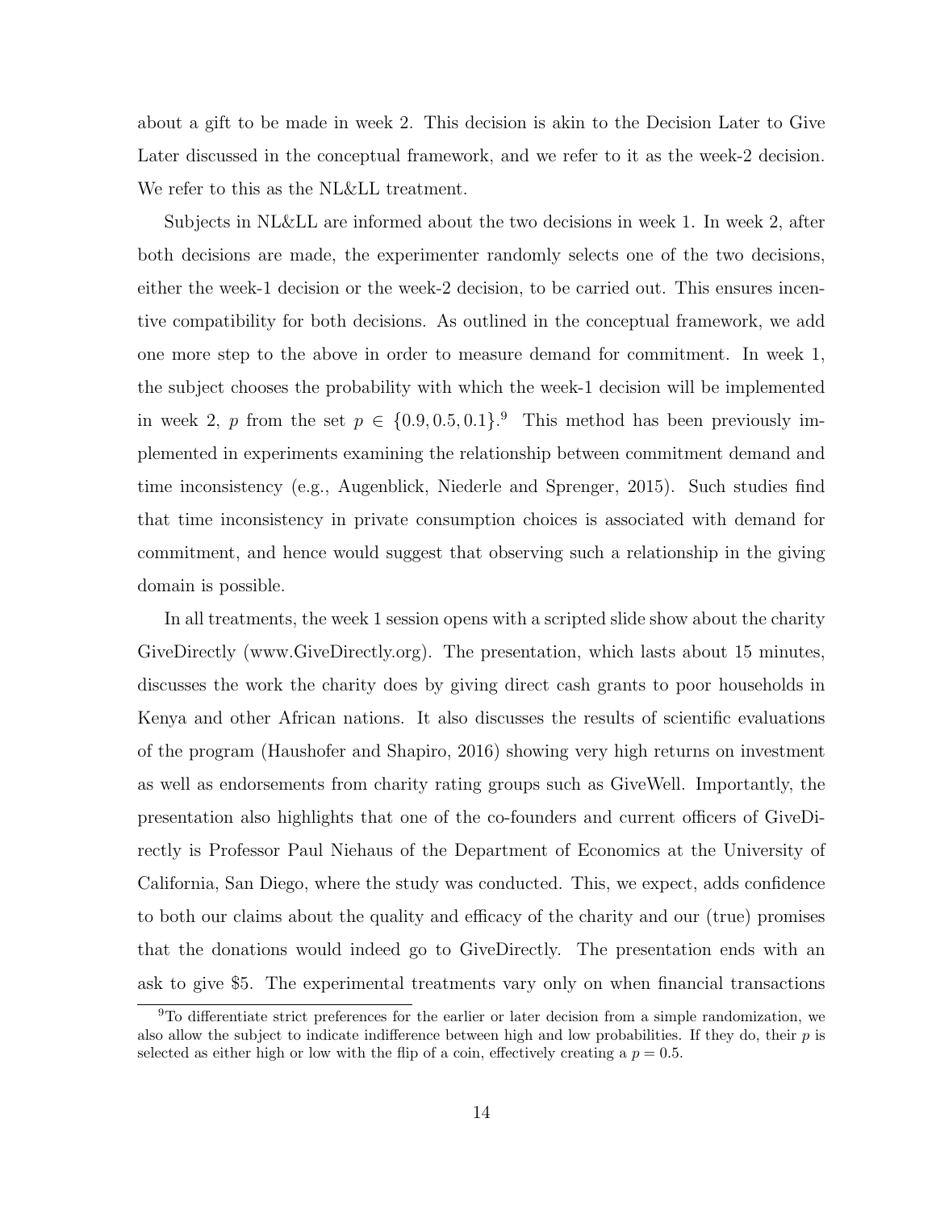about a gift to be made in week 2. This decision is akin to the Decision Later to Give Later discussed in the conceptual framework, and we refer to it as the week-2 decision. We refer to this as the NL&LL treatment.

Subjects in NL&LL are informed about the two decisions in week 1. In week 2, after both decisions are made, the experimenter randomly selects one of the two decisions, either the week-1 decision or the week-2 decision, to be carried out. This ensures incentive compatibility for both decisions. As outlined in the conceptual framework, we add one more step to the above in order to measure demand for commitment. In week 1, the subject chooses the probability with which the week-1 decision will be implemented in week 2, $p$ from the set $p \in \{0.9, 0.5, 0.1\}$.[9] This method has been previously implemented in experiments examining the relationship between commitment demand and time inconsistency (e.g., Augenblick, Niederle and Sprenger, 2015). Such studies find that time inconsistency in private consumption choices is associated with demand for commitment, and hence would suggest that observing such a relationship in the giving domain is possible.

In all treatments, the week 1 session opens with a scripted slide show about the charity GiveDirectly (www.GiveDirectly.org). The presentation, which lasts about 15 minutes, discusses the work the charity does by giving direct cash grants to poor households in Kenya and other African nations. It also discusses the results of scientific evaluations of the program (Haushofer and Shapiro, 2016) showing very high returns on investment as well as endorsements from charity rating groups such as GiveWell. Importantly, the presentation also highlights that one of the co-founders and current officers of GiveDirectly is Professor Paul Niehaus of the Department of Economics at the University of California, San Diego, where the study was conducted. This, we expect, adds confidence to both our claims about the quality and efficacy of the charity and our (true) promises that the donations would indeed go to GiveDirectly. The presentation ends with an ask to give \$5. The experimental treatments vary only on when financial transactions

[9] To differentiate strict preferences for the earlier or later decision from a simple randomization, we also allow the subject to indicate indifference between high and low probabilities. If they do, their $p$ is selected as either high or low with the flip of a coin, effectively creating a $p = 0.5$.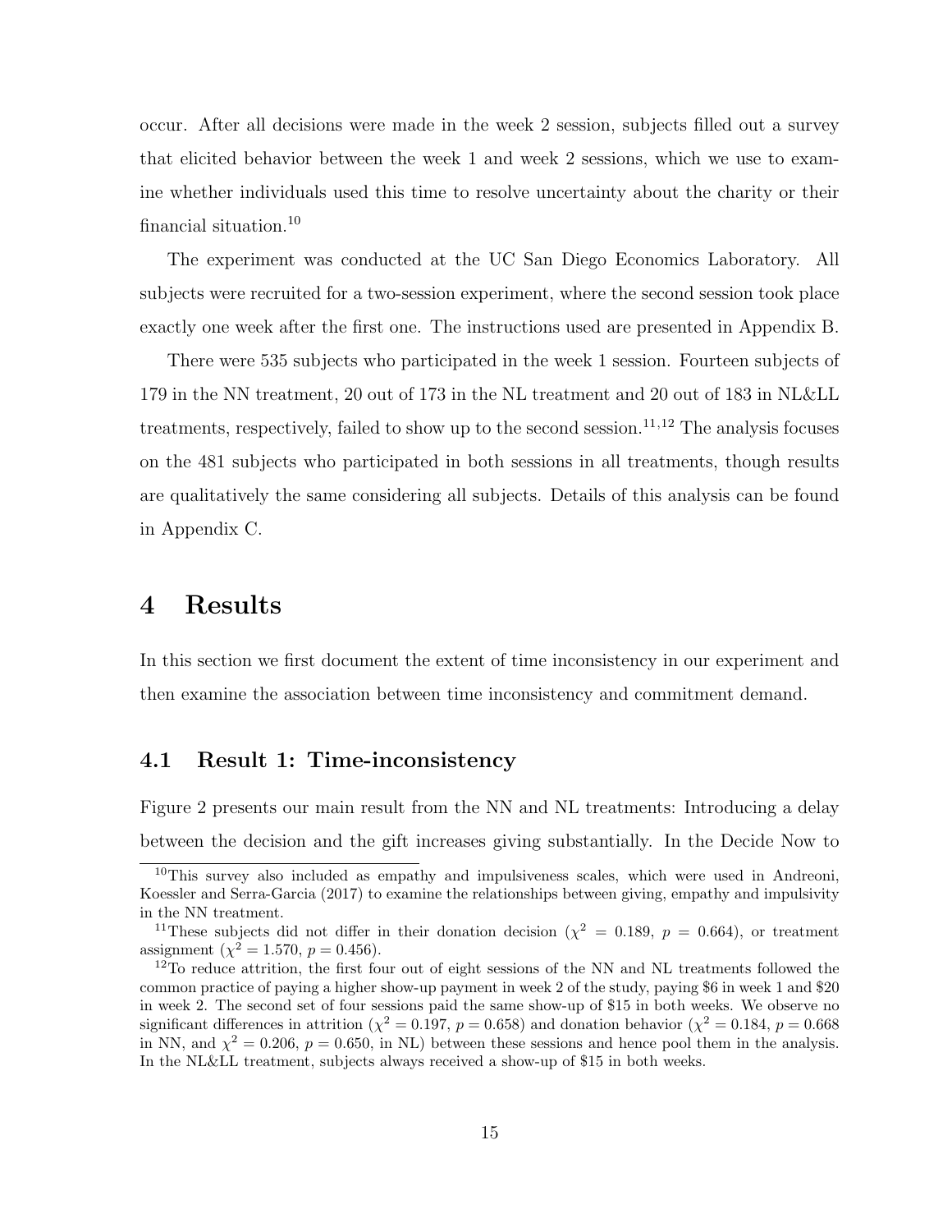occur. After all decisions were made in the week 2 session, subjects filled out a survey that elicited behavior between the week 1 and week 2 sessions, which we use to examine whether individuals used this time to resolve uncertainty about the charity or their financial situation.[10]

The experiment was conducted at the UC San Diego Economics Laboratory. All subjects were recruited for a two-session experiment, where the second session took place exactly one week after the first one. The instructions used are presented in Appendix B.

There were 535 subjects who participated in the week 1 session. Fourteen subjects of 179 in the NN treatment, 20 out of 173 in the NL treatment and 20 out of 183 in NL&LL treatments, respectively, failed to show up to the second session.[11,12] The analysis focuses on the 481 subjects who participated in both sessions in all treatments, though results are qualitatively the same considering all subjects. Details of this analysis can be found in Appendix C.

# 4 Results

In this section we first document the extent of time inconsistency in our experiment and then examine the association between time inconsistency and commitment demand.

## 4.1 Result 1: Time-inconsistency

Figure 2 presents our main result from the NN and NL treatments: Introducing a delay between the decision and the gift increases giving substantially. In the Decide Now to

---

[10] This survey also included as empathy and impulsiveness scales, which were used in Andreoni, Koessler and Serra-Garcia (2017) to examine the relationships between giving, empathy and impulsivity in the NN treatment.

[11] These subjects did not differ in their donation decision ($\chi^2 = 0.189$, $p = 0.664$), or treatment assignment ($\chi^2 = 1.570$, $p = 0.456$).

[12] To reduce attrition, the first four out of eight sessions of the NN and NL treatments followed the common practice of paying a higher show-up payment in week 2 of the study, paying \$6 in week 1 and \$20 in week 2. The second set of four sessions paid the same show-up of \$15 in both weeks. We observe no significant differences in attrition ($\chi^2 = 0.197$, $p = 0.658$) and donation behavior ($\chi^2 = 0.184$, $p = 0.668$ in NN, and $\chi^2 = 0.206$, $p = 0.650$, in NL) between these sessions and hence pool them in the analysis. In the NL&LL treatment, subjects always received a show-up of \$15 in both weeks.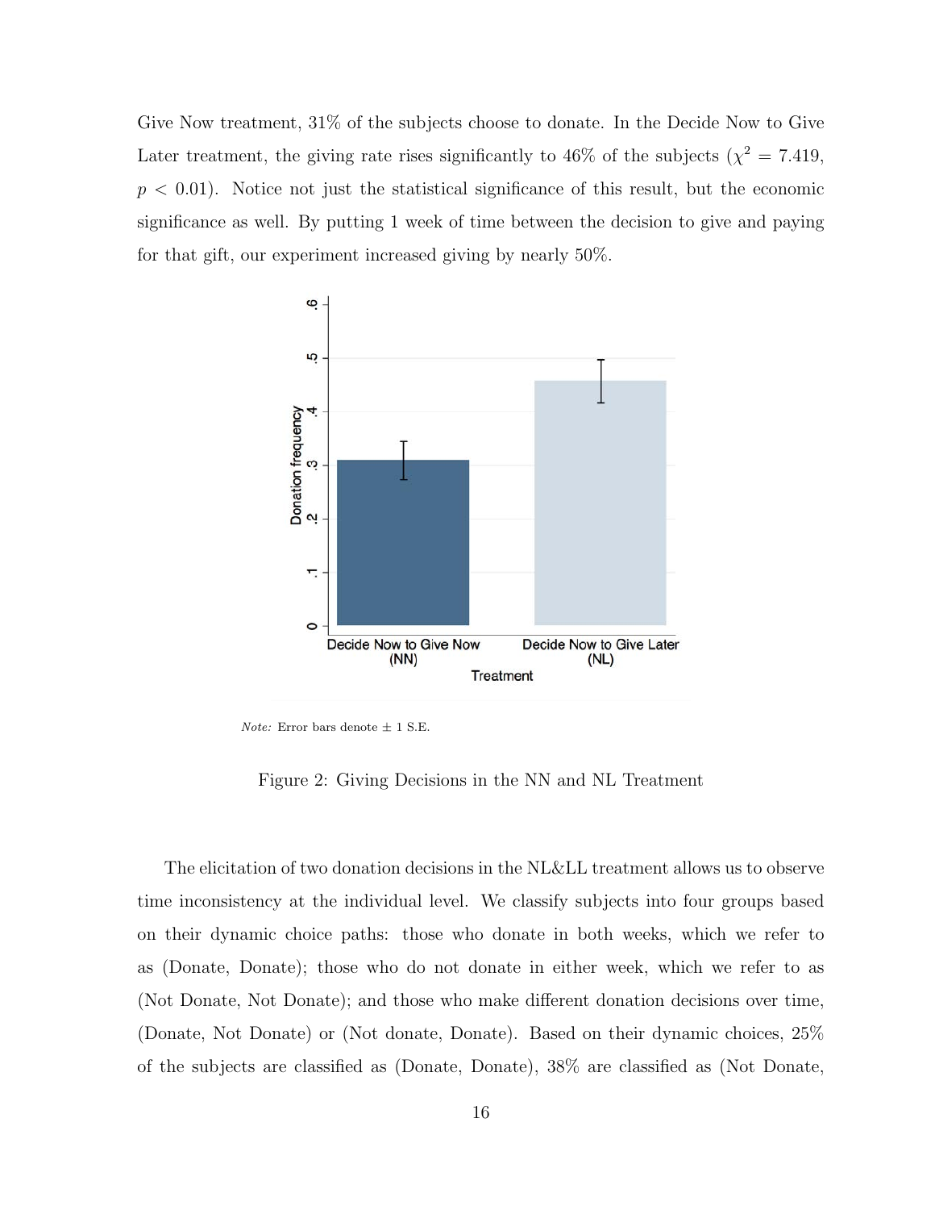Give Now treatment, 31% of the subjects choose to donate. In the Decide Now to Give Later treatment, the giving rate rises significantly to 46% of the subjects ($\chi^2 = 7.419$, $p < 0.01$). Notice not just the statistical significance of this result, but the economic significance as well. By putting 1 week of time between the decision to give and paying for that gift, our experiment increased giving by nearly 50%.

*Note:* Error bars denote ± 1 S.E.

Figure 2: Giving Decisions in the NN and NL Treatment

The elicitation of two donation decisions in the NL&LL treatment allows us to observe time inconsistency at the individual level. We classify subjects into four groups based on their dynamic choice paths: those who donate in both weeks, which we refer to as (Donate, Donate); those who do not donate in either week, which we refer to as (Not Donate, Not Donate); and those who make different donation decisions over time, (Donate, Not Donate) or (Not donate, Donate). Based on their dynamic choices, 25% of the subjects are classified as (Donate, Donate), 38% are classified as (Not Donate,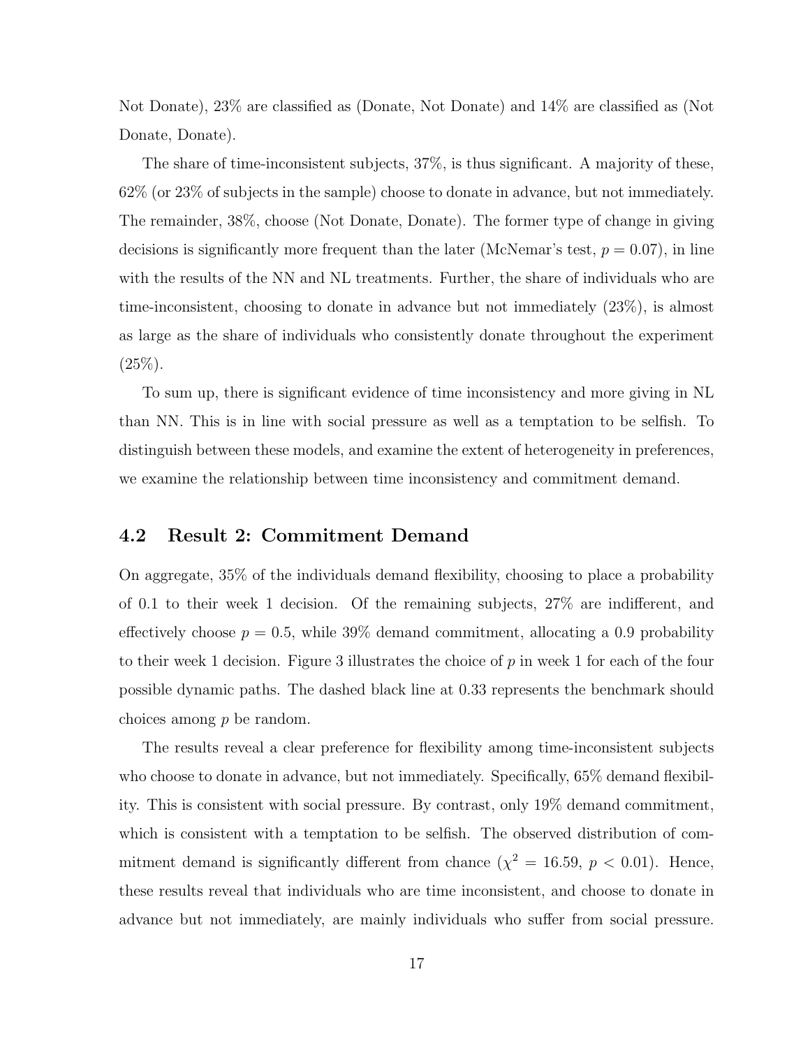Not Donate), 23% are classified as (Donate, Not Donate) and 14% are classified as (Not Donate, Donate).

The share of time-inconsistent subjects, 37%, is thus significant. A majority of these, 62% (or 23% of subjects in the sample) choose to donate in advance, but not immediately. The remainder, 38%, choose (Not Donate, Donate). The former type of change in giving decisions is significantly more frequent than the later (McNemar's test, $p = 0.07$), in line with the results of the NN and NL treatments. Further, the share of individuals who are time-inconsistent, choosing to donate in advance but not immediately (23%), is almost as large as the share of individuals who consistently donate throughout the experiment (25%).

To sum up, there is significant evidence of time inconsistency and more giving in NL than NN. This is in line with social pressure as well as a temptation to be selfish. To distinguish between these models, and examine the extent of heterogeneity in preferences, we examine the relationship between time inconsistency and commitment demand.

## 4.2 Result 2: Commitment Demand

On aggregate, 35% of the individuals demand flexibility, choosing to place a probability of 0.1 to their week 1 decision. Of the remaining subjects, 27% are indifferent, and effectively choose $p = 0.5$, while 39% demand commitment, allocating a 0.9 probability to their week 1 decision. Figure 3 illustrates the choice of $p$ in week 1 for each of the four possible dynamic paths. The dashed black line at 0.33 represents the benchmark should choices among $p$ be random.

The results reveal a clear preference for flexibility among time-inconsistent subjects who choose to donate in advance, but not immediately. Specifically, 65% demand flexibility. This is consistent with social pressure. By contrast, only 19% demand commitment, which is consistent with a temptation to be selfish. The observed distribution of commitment demand is significantly different from chance ($\chi^2 = 16.59$, $p < 0.01$). Hence, these results reveal that individuals who are time inconsistent, and choose to donate in advance but not immediately, are mainly individuals who suffer from social pressure.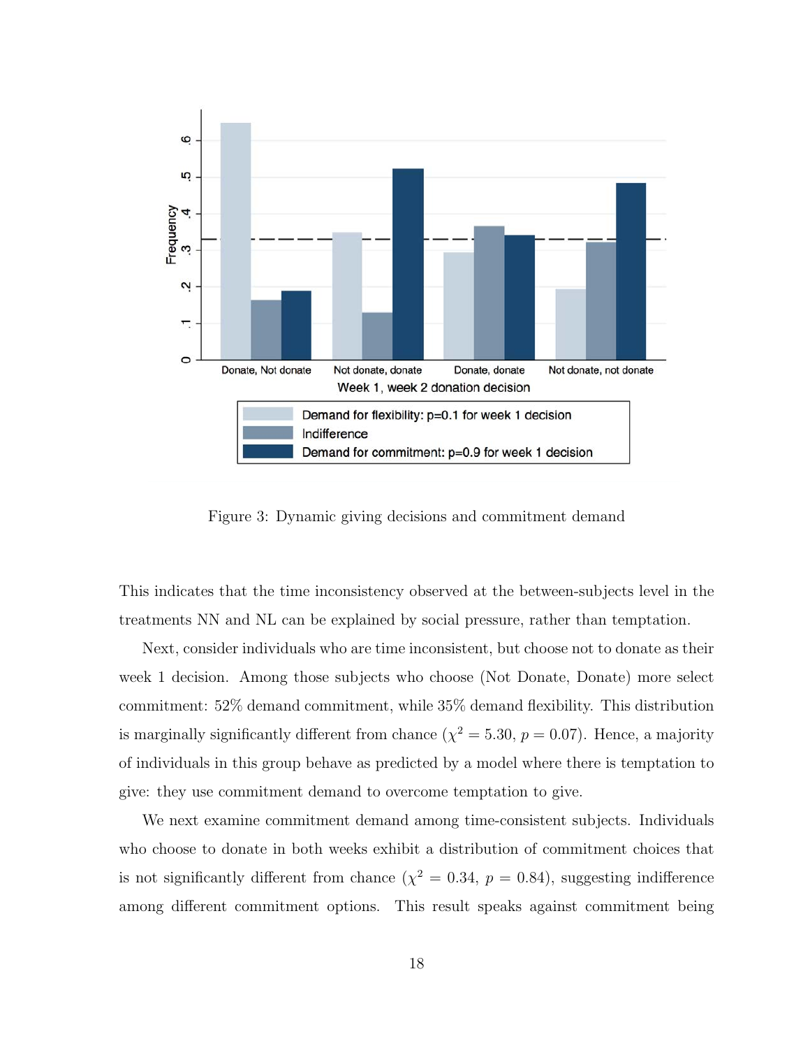Figure 3: Dynamic giving decisions and commitment demand

This indicates that the time inconsistency observed at the between-subjects level in the treatments NN and NL can be explained by social pressure, rather than temptation.

Next, consider individuals who are time inconsistent, but choose not to donate as their week 1 decision. Among those subjects who choose (Not Donate, Donate) more select commitment: 52% demand commitment, while 35% demand flexibility. This distribution is marginally significantly different from chance ($\chi^2 = 5.30$, $p = 0.07$). Hence, a majority of individuals in this group behave as predicted by a model where there is temptation to give: they use commitment demand to overcome temptation to give.

We next examine commitment demand among time-consistent subjects. Individuals who choose to donate in both weeks exhibit a distribution of commitment choices that is not significantly different from chance ($\chi^2 = 0.34$, $p = 0.84$), suggesting indifference among different commitment options. This result speaks against commitment being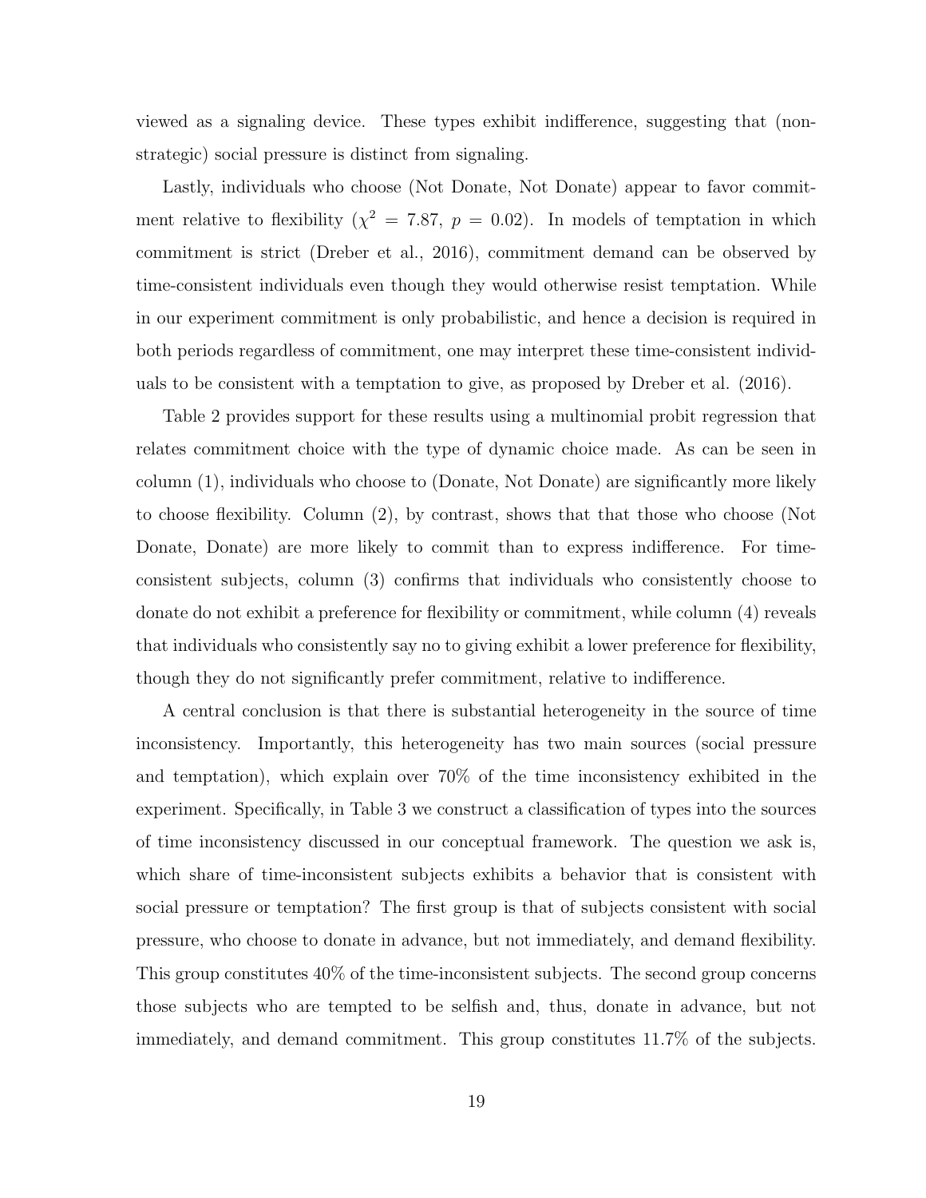viewed as a signaling device. These types exhibit indifference, suggesting that (non-strategic) social pressure is distinct from signaling.

Lastly, individuals who choose (Not Donate, Not Donate) appear to favor commitment relative to flexibility ($\chi^2 = 7.87$, $p = 0.02$). In models of temptation in which commitment is strict (Dreber et al., 2016), commitment demand can be observed by time-consistent individuals even though they would otherwise resist temptation. While in our experiment commitment is only probabilistic, and hence a decision is required in both periods regardless of commitment, one may interpret these time-consistent individuals to be consistent with a temptation to give, as proposed by Dreber et al. (2016).

Table 2 provides support for these results using a multinomial probit regression that relates commitment choice with the type of dynamic choice made. As can be seen in column (1), individuals who choose to (Donate, Not Donate) are significantly more likely to choose flexibility. Column (2), by contrast, shows that that those who choose (Not Donate, Donate) are more likely to commit than to express indifference. For time-consistent subjects, column (3) confirms that individuals who consistently choose to donate do not exhibit a preference for flexibility or commitment, while column (4) reveals that individuals who consistently say no to giving exhibit a lower preference for flexibility, though they do not significantly prefer commitment, relative to indifference.

A central conclusion is that there is substantial heterogeneity in the source of time inconsistency. Importantly, this heterogeneity has two main sources (social pressure and temptation), which explain over 70% of the time inconsistency exhibited in the experiment. Specifically, in Table 3 we construct a classification of types into the sources of time inconsistency discussed in our conceptual framework. The question we ask is, which share of time-inconsistent subjects exhibits a behavior that is consistent with social pressure or temptation? The first group is that of subjects consistent with social pressure, who choose to donate in advance, but not immediately, and demand flexibility. This group constitutes 40% of the time-inconsistent subjects. The second group concerns those subjects who are tempted to be selfish and, thus, donate in advance, but not immediately, and demand commitment. This group constitutes 11.7% of the subjects.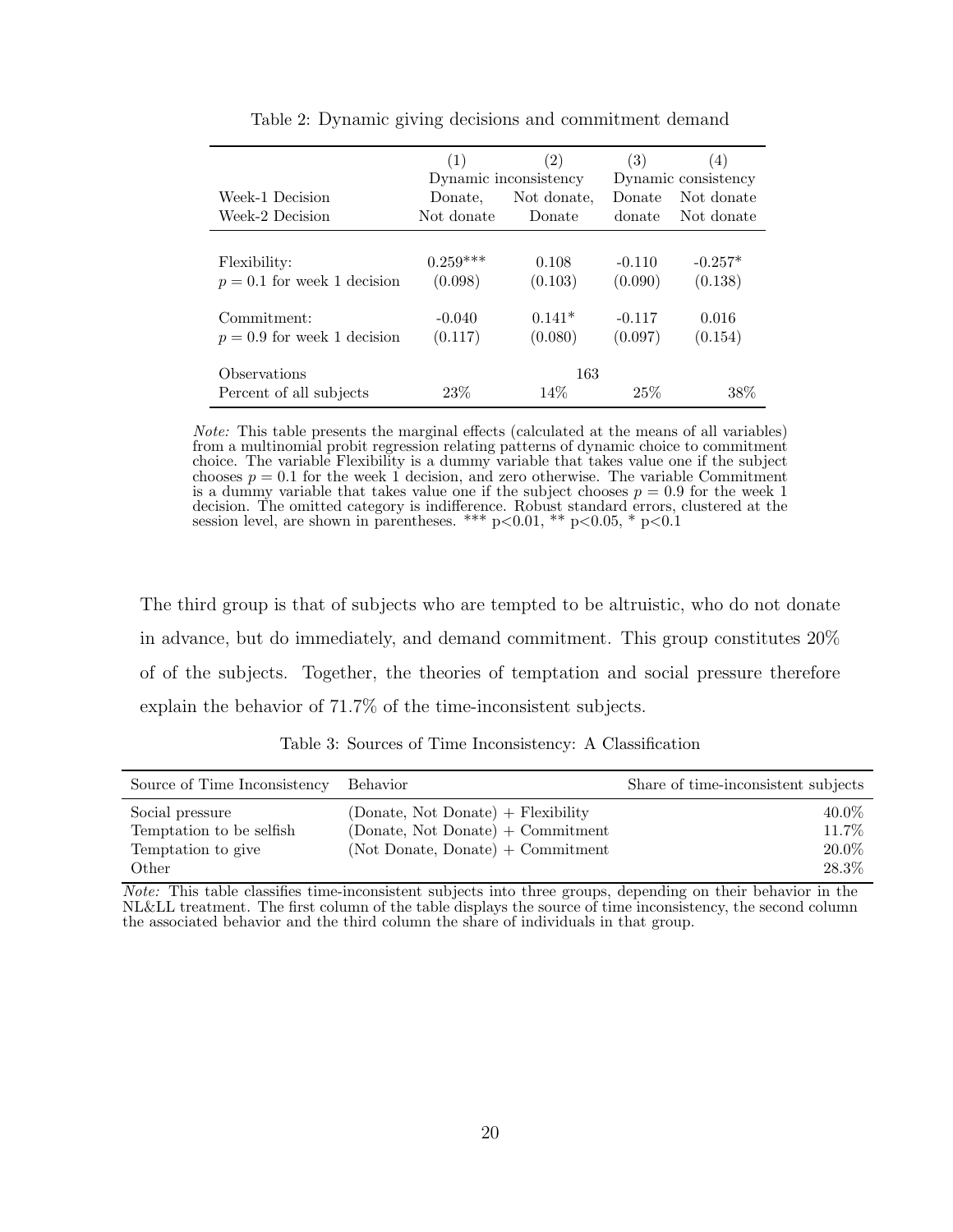Table 2: Dynamic giving decisions and commitment demand

| | (1) | (2) | (3) | (4) |
|---|---|---|---|---|
| | Dynamic inconsistency | | Dynamic consistency | |
| Week-1 Decision | Donate, | Not donate, | Donate | Not donate |
| Week-2 Decision | Not donate | Donate | donate | Not donate |
| Flexibility: | 0.259*** | 0.108 | -0.110 | -0.257* |
| $p = 0.1$ for week 1 decision | (0.098) | (0.103) | (0.090) | (0.138) |
| Commitment: | -0.040 | 0.141* | -0.117 | 0.016 |
| $p = 0.9$ for week 1 decision | (0.117) | (0.080) | (0.097) | (0.154) |
| Observations | | 163 | | |
| Percent of all subjects | 23% | 14% | 25% | 38% |

*Note:* This table presents the marginal effects (calculated at the means of all variables) from a multinomial probit regression relating patterns of dynamic choice to commitment choice. The variable Flexibility is a dummy variable that takes value one if the subject chooses $p = 0.1$ for the week 1 decision, and zero otherwise. The variable Commitment is a dummy variable that takes value one if the subject chooses $p = 0.9$ for the week 1 decision. The omitted category is indifference. Robust standard errors, clustered at the session level, are shown in parentheses. *** p<0.01, ** p<0.05, * p<0.1

The third group is that of subjects who are tempted to be altruistic, who do not donate in advance, but do immediately, and demand commitment. This group constitutes 20% of of the subjects. Together, the theories of temptation and social pressure therefore explain the behavior of 71.7% of the time-inconsistent subjects.

Table 3: Sources of Time Inconsistency: A Classification

| Source of Time Inconsistency | Behavior | Share of time-inconsistent subjects |
|---|---|---|
| Social pressure | (Donate, Not Donate) + Flexibility | 40.0% |
| Temptation to be selfish | (Donate, Not Donate) + Commitment | 11.7% |
| Temptation to give | (Not Donate, Donate) + Commitment | 20.0% |
| Other | | 28.3% |

*Note:* This table classifies time-inconsistent subjects into three groups, depending on their behavior in the NL&LL treatment. The first column of the table displays the source of time inconsistency, the second column the associated behavior and the third column the share of individuals in that group.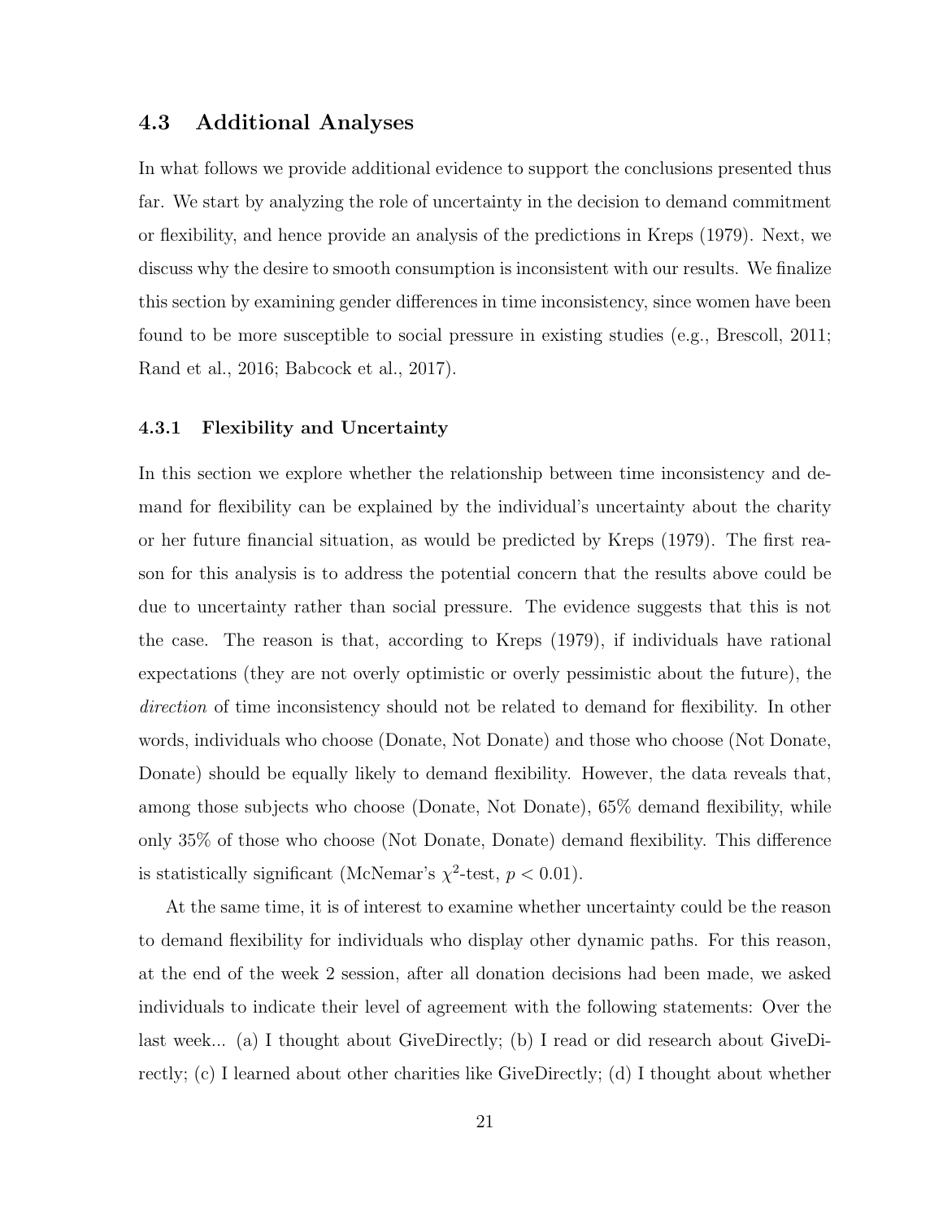## 4.3 Additional Analyses

In what follows we provide additional evidence to support the conclusions presented thus far. We start by analyzing the role of uncertainty in the decision to demand commitment or flexibility, and hence provide an analysis of the predictions in Kreps (1979). Next, we discuss why the desire to smooth consumption is inconsistent with our results. We finalize this section by examining gender differences in time inconsistency, since women have been found to be more susceptible to social pressure in existing studies (e.g., Brescoll, 2011; Rand et al., 2016; Babcock et al., 2017).

### 4.3.1 Flexibility and Uncertainty

In this section we explore whether the relationship between time inconsistency and demand for flexibility can be explained by the individual's uncertainty about the charity or her future financial situation, as would be predicted by Kreps (1979). The first reason for this analysis is to address the potential concern that the results above could be due to uncertainty rather than social pressure. The evidence suggests that this is not the case. The reason is that, according to Kreps (1979), if individuals have rational expectations (they are not overly optimistic or overly pessimistic about the future), the *direction* of time inconsistency should not be related to demand for flexibility. In other words, individuals who choose (Donate, Not Donate) and those who choose (Not Donate, Donate) should be equally likely to demand flexibility. However, the data reveals that, among those subjects who choose (Donate, Not Donate), 65% demand flexibility, while only 35% of those who choose (Not Donate, Donate) demand flexibility. This difference is statistically significant (McNemar's $\chi^2$-test, $p < 0.01$).

At the same time, it is of interest to examine whether uncertainty could be the reason to demand flexibility for individuals who display other dynamic paths. For this reason, at the end of the week 2 session, after all donation decisions had been made, we asked individuals to indicate their level of agreement with the following statements: Over the last week... (a) I thought about GiveDirectly; (b) I read or did research about GiveDirectly; (c) I learned about other charities like GiveDirectly; (d) I thought about whether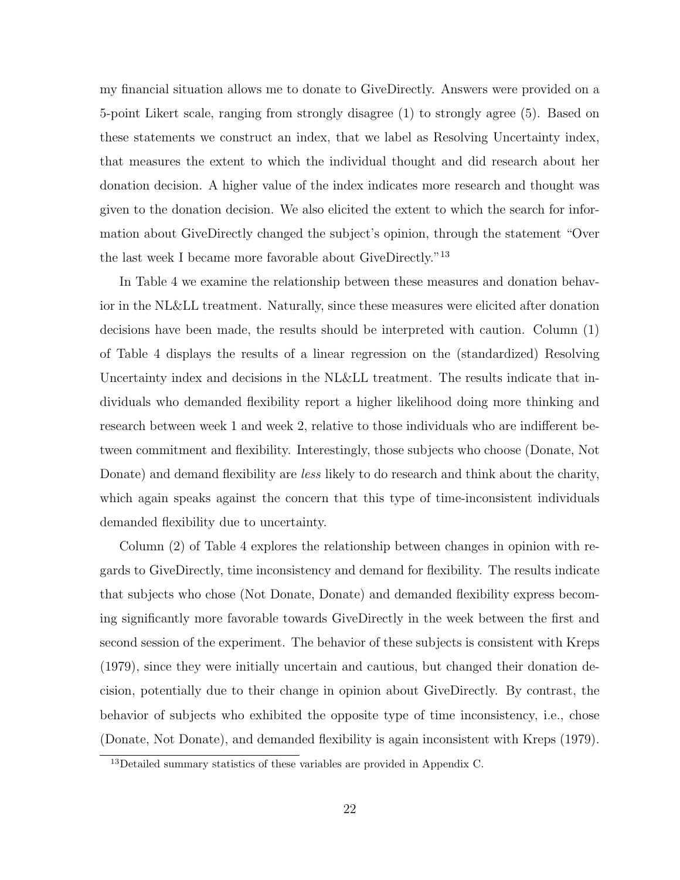my financial situation allows me to donate to GiveDirectly. Answers were provided on a 5-point Likert scale, ranging from strongly disagree (1) to strongly agree (5). Based on these statements we construct an index, that we label as Resolving Uncertainty index, that measures the extent to which the individual thought and did research about her donation decision. A higher value of the index indicates more research and thought was given to the donation decision. We also elicited the extent to which the search for information about GiveDirectly changed the subject's opinion, through the statement "Over the last week I became more favorable about GiveDirectly."[13]

In Table 4 we examine the relationship between these measures and donation behavior in the NL&LL treatment. Naturally, since these measures were elicited after donation decisions have been made, the results should be interpreted with caution. Column (1) of Table 4 displays the results of a linear regression on the (standardized) Resolving Uncertainty index and decisions in the NL&LL treatment. The results indicate that individuals who demanded flexibility report a higher likelihood doing more thinking and research between week 1 and week 2, relative to those individuals who are indifferent between commitment and flexibility. Interestingly, those subjects who choose (Donate, Not Donate) and demand flexibility are *less* likely to do research and think about the charity, which again speaks against the concern that this type of time-inconsistent individuals demanded flexibility due to uncertainty.

Column (2) of Table 4 explores the relationship between changes in opinion with regards to GiveDirectly, time inconsistency and demand for flexibility. The results indicate that subjects who chose (Not Donate, Donate) and demanded flexibility express becoming significantly more favorable towards GiveDirectly in the week between the first and second session of the experiment. The behavior of these subjects is consistent with Kreps (1979), since they were initially uncertain and cautious, but changed their donation decision, potentially due to their change in opinion about GiveDirectly. By contrast, the behavior of subjects who exhibited the opposite type of time inconsistency, i.e., chose (Donate, Not Donate), and demanded flexibility is again inconsistent with Kreps (1979).

[13]Detailed summary statistics of these variables are provided in Appendix C.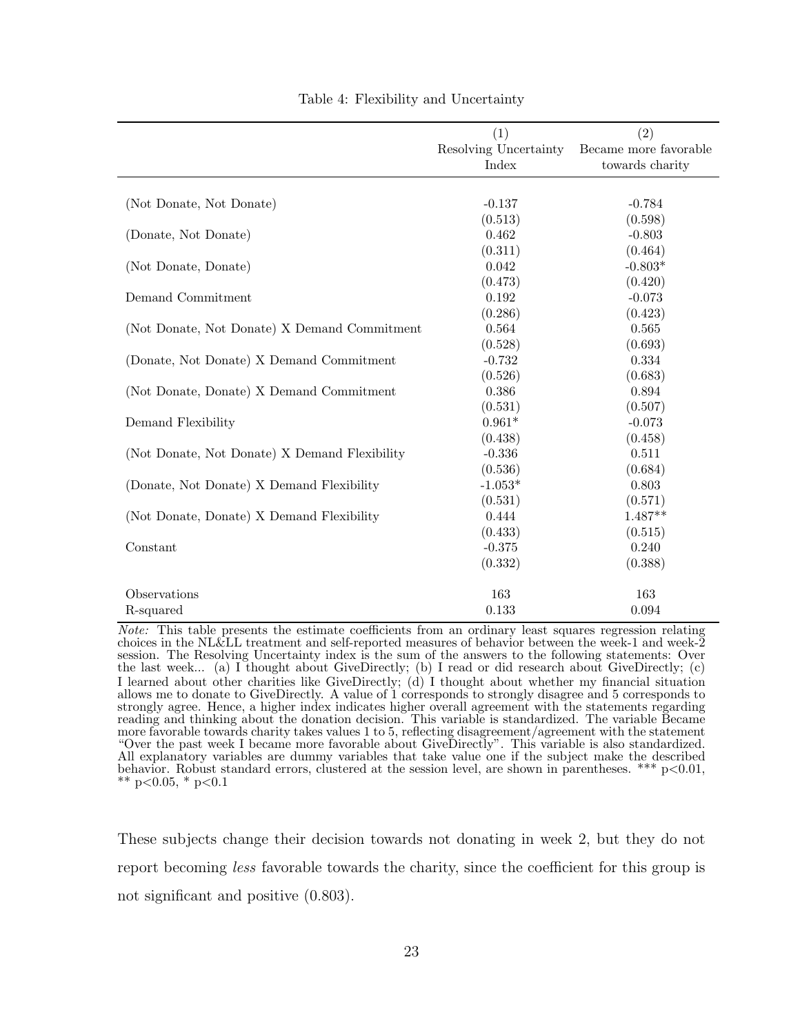Table 4: Flexibility and Uncertainty

| | (1) Resolving Uncertainty Index | (2) Became more favorable towards charity |
|---|---|---|
| (Not Donate, Not Donate) | -0.137 | -0.784 |
| | (0.513) | (0.598) |
| (Donate, Not Donate) | 0.462 | -0.803 |
| | (0.311) | (0.464) |
| (Not Donate, Donate) | 0.042 | -0.803* |
| | (0.473) | (0.420) |
| Demand Commitment | 0.192 | -0.073 |
| | (0.286) | (0.423) |
| (Not Donate, Not Donate) X Demand Commitment | 0.564 | 0.565 |
| | (0.528) | (0.693) |
| (Donate, Not Donate) X Demand Commitment | -0.732 | 0.334 |
| | (0.526) | (0.683) |
| (Not Donate, Donate) X Demand Commitment | 0.386 | 0.894 |
| | (0.531) | (0.507) |
| Demand Flexibility | 0.961* | -0.073 |
| | (0.438) | (0.458) |
| (Not Donate, Not Donate) X Demand Flexibility | -0.336 | 0.511 |
| | (0.536) | (0.684) |
| (Donate, Not Donate) X Demand Flexibility | -1.053* | 0.803 |
| | (0.531) | (0.571) |
| (Not Donate, Donate) X Demand Flexibility | 0.444 | 1.487** |
| | (0.433) | (0.515) |
| Constant | -0.375 | 0.240 |
| | (0.332) | (0.388) |
| Observations | 163 | 163 |
| R-squared | 0.133 | 0.094 |

*Note:* This table presents the estimate coefficients from an ordinary least squares regression relating choices in the NL&LL treatment and self-reported measures of behavior between the week-1 and week-2 session. The Resolving Uncertainty index is the sum of the answers to the following statements: Over the last week... (a) I thought about GiveDirectly; (b) I read or did research about GiveDirectly; (c) I learned about other charities like GiveDirectly; (d) I thought about whether my financial situation allows me to donate to GiveDirectly. A value of 1 corresponds to strongly disagree and 5 corresponds to strongly agree. Hence, a higher index indicates higher overall agreement with the statements regarding reading and thinking about the donation decision. This variable is standardized. The variable Became more favorable towards charity takes values 1 to 5, reflecting disagreement/agreement with the statement "Over the past week I became more favorable about GiveDirectly". This variable is also standardized. All explanatory variables are dummy variables that take value one if the subject make the described behavior. Robust standard errors, clustered at the session level, are shown in parentheses. *** p<0.01, ** p<0.05, * p<0.1

These subjects change their decision towards not donating in week 2, but they do not report becoming *less* favorable towards the charity, since the coefficient for this group is not significant and positive (0.803).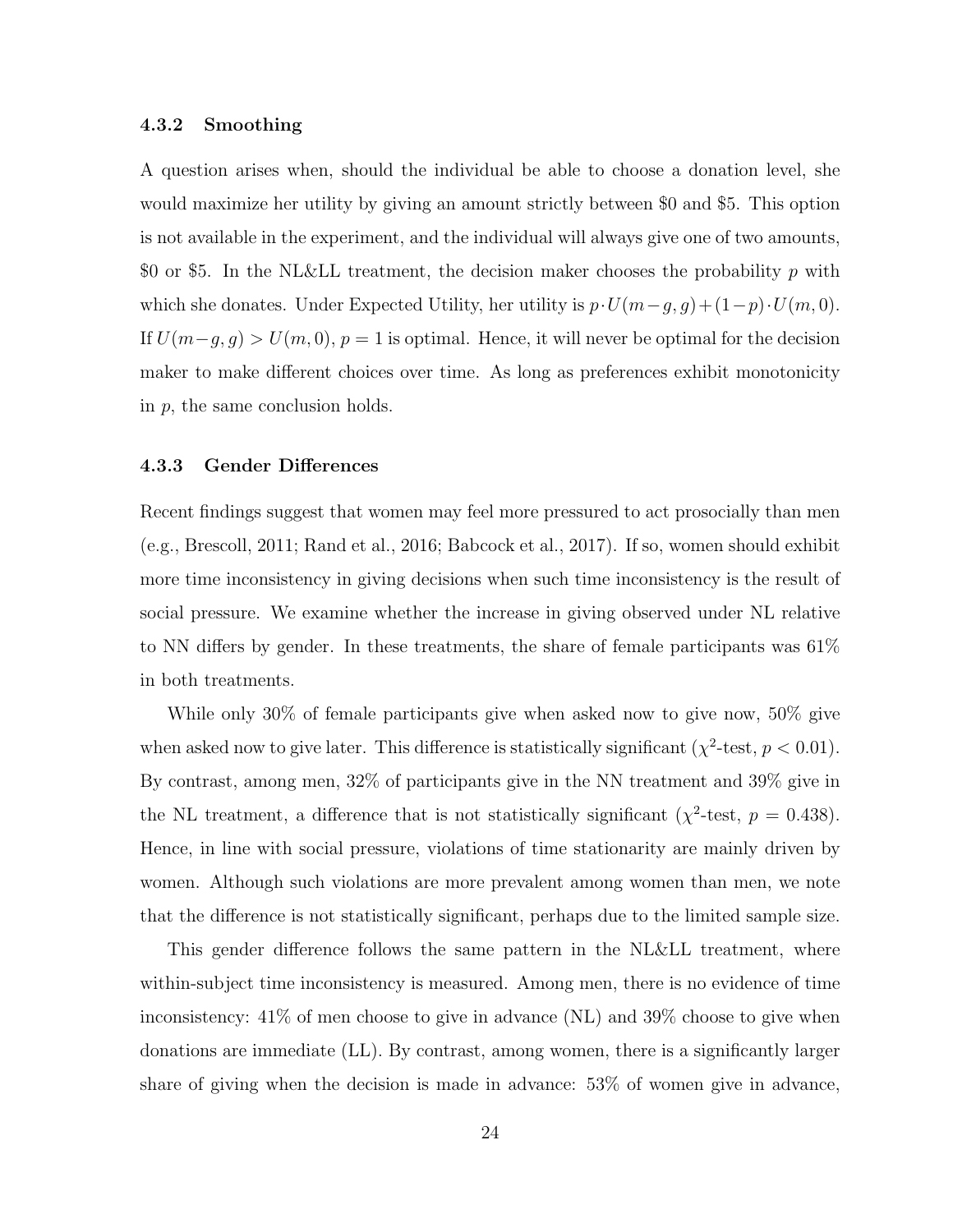### 4.3.2 Smoothing

A question arises when, should the individual be able to choose a donation level, she would maximize her utility by giving an amount strictly between \$0 and \$5. This option is not available in the experiment, and the individual will always give one of two amounts, \$0 or \$5. In the NL&LL treatment, the decision maker chooses the probability $p$ with which she donates. Under Expected Utility, her utility is $p \cdot U(m-g, g) + (1-p) \cdot U(m, 0)$. If $U(m-g, g) > U(m, 0)$, $p = 1$ is optimal. Hence, it will never be optimal for the decision maker to make different choices over time. As long as preferences exhibit monotonicity in $p$, the same conclusion holds.

### 4.3.3 Gender Differences

Recent findings suggest that women may feel more pressured to act prosocially than men (e.g., Brescoll, 2011; Rand et al., 2016; Babcock et al., 2017). If so, women should exhibit more time inconsistency in giving decisions when such time inconsistency is the result of social pressure. We examine whether the increase in giving observed under NL relative to NN differs by gender. In these treatments, the share of female participants was 61% in both treatments.

While only 30% of female participants give when asked now to give now, 50% give when asked now to give later. This difference is statistically significant ($\chi^2$-test, $p < 0.01$). By contrast, among men, 32% of participants give in the NN treatment and 39% give in the NL treatment, a difference that is not statistically significant ($\chi^2$-test, $p = 0.438$). Hence, in line with social pressure, violations of time stationarity are mainly driven by women. Although such violations are more prevalent among women than men, we note that the difference is not statistically significant, perhaps due to the limited sample size.

This gender difference follows the same pattern in the NL&LL treatment, where within-subject time inconsistency is measured. Among men, there is no evidence of time inconsistency: 41% of men choose to give in advance (NL) and 39% choose to give when donations are immediate (LL). By contrast, among women, there is a significantly larger share of giving when the decision is made in advance: 53% of women give in advance,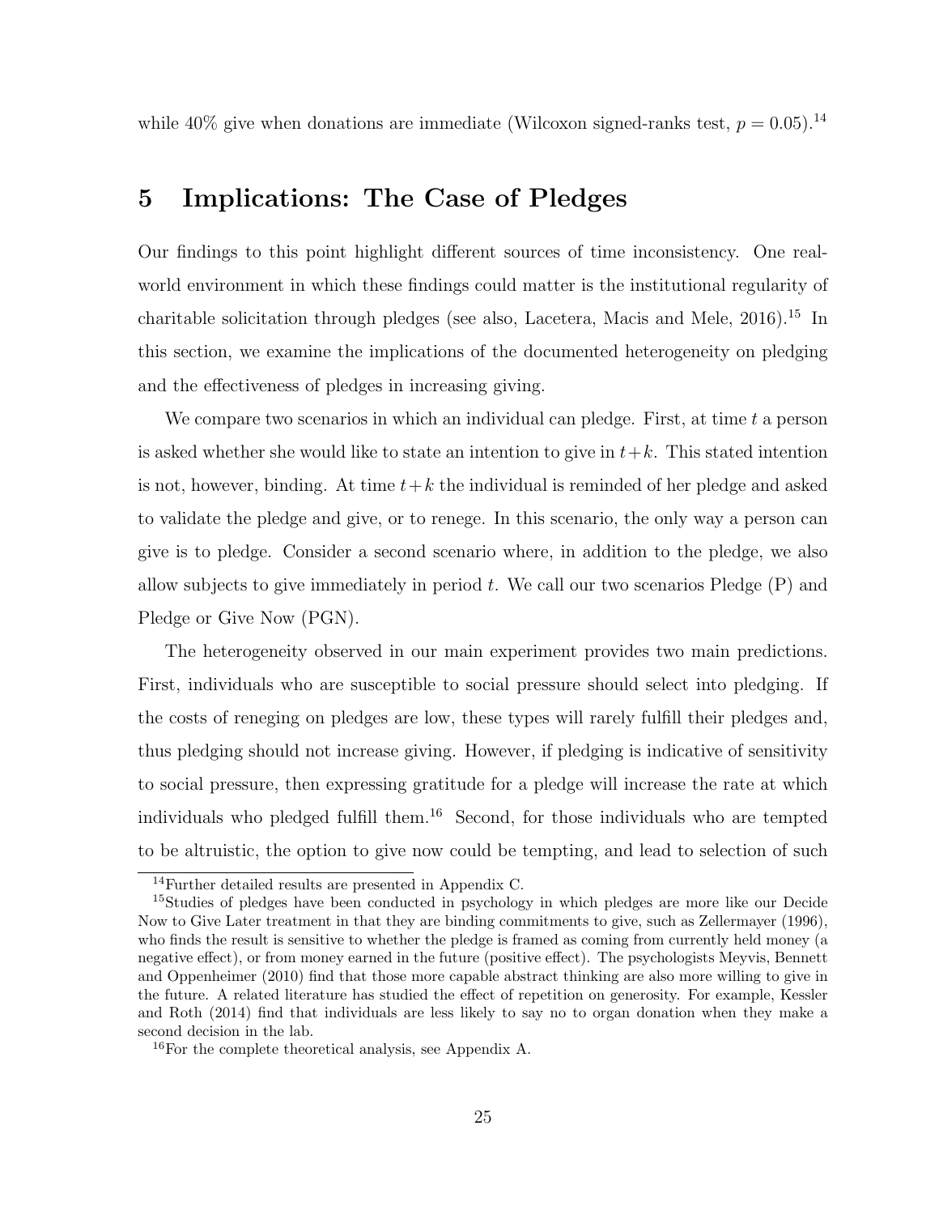while 40% give when donations are immediate (Wilcoxon signed-ranks test, $p = 0.05$).[14]

## 5 Implications: The Case of Pledges

Our findings to this point highlight different sources of time inconsistency. One real-world environment in which these findings could matter is the institutional regularity of charitable solicitation through pledges (see also, Lacetera, Macis and Mele, 2016).[15] In this section, we examine the implications of the documented heterogeneity on pledging and the effectiveness of pledges in increasing giving.

We compare two scenarios in which an individual can pledge. First, at time $t$ a person is asked whether she would like to state an intention to give in $t+k$. This stated intention is not, however, binding. At time $t+k$ the individual is reminded of her pledge and asked to validate the pledge and give, or to renege. In this scenario, the only way a person can give is to pledge. Consider a second scenario where, in addition to the pledge, we also allow subjects to give immediately in period $t$. We call our two scenarios Pledge (P) and Pledge or Give Now (PGN).

The heterogeneity observed in our main experiment provides two main predictions. First, individuals who are susceptible to social pressure should select into pledging. If the costs of reneging on pledges are low, these types will rarely fulfill their pledges and, thus pledging should not increase giving. However, if pledging is indicative of sensitivity to social pressure, then expressing gratitude for a pledge will increase the rate at which individuals who pledged fulfill them.[16] Second, for those individuals who are tempted to be altruistic, the option to give now could be tempting, and lead to selection of such

[14] Further detailed results are presented in Appendix C.

[15] Studies of pledges have been conducted in psychology in which pledges are more like our Decide Now to Give Later treatment in that they are binding commitments to give, such as Zellermayer (1996), who finds the result is sensitive to whether the pledge is framed as coming from currently held money (a negative effect), or from money earned in the future (positive effect). The psychologists Meyvis, Bennett and Oppenheimer (2010) find that those more capable abstract thinking are also more willing to give in the future. A related literature has studied the effect of repetition on generosity. For example, Kessler and Roth (2014) find that individuals are less likely to say no to organ donation when they make a second decision in the lab.

[16] For the complete theoretical analysis, see Appendix A.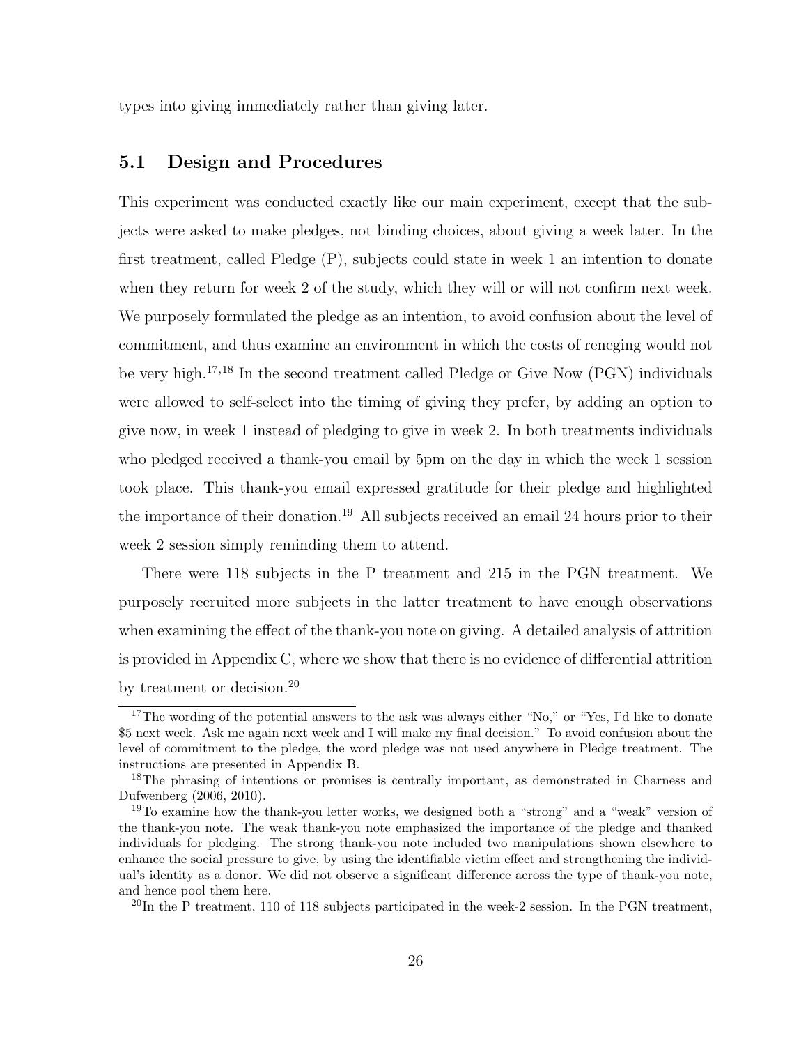types into giving immediately rather than giving later.

## 5.1 Design and Procedures

This experiment was conducted exactly like our main experiment, except that the subjects were asked to make pledges, not binding choices, about giving a week later. In the first treatment, called Pledge (P), subjects could state in week 1 an intention to donate when they return for week 2 of the study, which they will or will not confirm next week. We purposely formulated the pledge as an intention, to avoid confusion about the level of commitment, and thus examine an environment in which the costs of reneging would not be very high.[17,18] In the second treatment called Pledge or Give Now (PGN) individuals were allowed to self-select into the timing of giving they prefer, by adding an option to give now, in week 1 instead of pledging to give in week 2. In both treatments individuals who pledged received a thank-you email by 5pm on the day in which the week 1 session took place. This thank-you email expressed gratitude for their pledge and highlighted the importance of their donation.[19] All subjects received an email 24 hours prior to their week 2 session simply reminding them to attend.

There were 118 subjects in the P treatment and 215 in the PGN treatment. We purposely recruited more subjects in the latter treatment to have enough observations when examining the effect of the thank-you note on giving. A detailed analysis of attrition is provided in Appendix C, where we show that there is no evidence of differential attrition by treatment or decision.[20]

---

[17] The wording of the potential answers to the ask was always either "No," or "Yes, I'd like to donate $5 next week. Ask me again next week and I will make my final decision." To avoid confusion about the level of commitment to the pledge, the word pledge was not used anywhere in Pledge treatment. The instructions are presented in Appendix B.

[18] The phrasing of intentions or promises is centrally important, as demonstrated in Charness and Dufwenberg (2006, 2010).

[19] To examine how the thank-you letter works, we designed both a "strong" and a "weak" version of the thank-you note. The weak thank-you note emphasized the importance of the pledge and thanked individuals for pledging. The strong thank-you note included two manipulations shown elsewhere to enhance the social pressure to give, by using the identifiable victim effect and strengthening the individual's identity as a donor. We did not observe a significant difference across the type of thank-you note, and hence pool them here.

[20] In the P treatment, 110 of 118 subjects participated in the week-2 session. In the PGN treatment,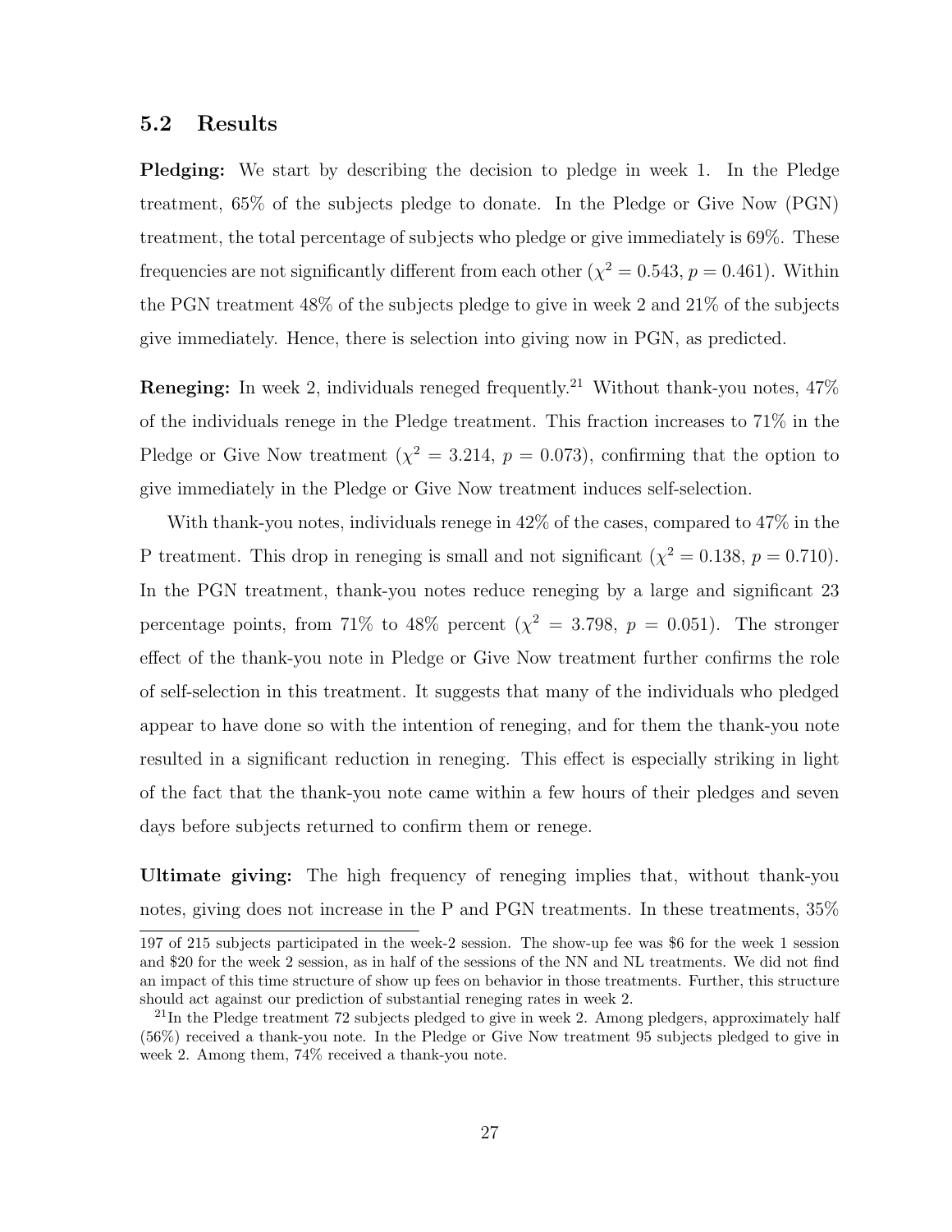### 5.2 Results

**Pledging:** We start by describing the decision to pledge in week 1. In the Pledge treatment, 65% of the subjects pledge to donate. In the Pledge or Give Now (PGN) treatment, the total percentage of subjects who pledge or give immediately is 69%. These frequencies are not significantly different from each other ($\chi^2 = 0.543$, $p = 0.461$). Within the PGN treatment 48% of the subjects pledge to give in week 2 and 21% of the subjects give immediately. Hence, there is selection into giving now in PGN, as predicted.

**Reneging:** In week 2, individuals reneged frequently.[21] Without thank-you notes, 47% of the individuals renege in the Pledge treatment. This fraction increases to 71% in the Pledge or Give Now treatment ($\chi^2 = 3.214$, $p = 0.073$), confirming that the option to give immediately in the Pledge or Give Now treatment induces self-selection.

With thank-you notes, individuals renege in 42% of the cases, compared to 47% in the P treatment. This drop in reneging is small and not significant ($\chi^2 = 0.138$, $p = 0.710$). In the PGN treatment, thank-you notes reduce reneging by a large and significant 23 percentage points, from 71% to 48% percent ($\chi^2 = 3.798$, $p = 0.051$). The stronger effect of the thank-you note in Pledge or Give Now treatment further confirms the role of self-selection in this treatment. It suggests that many of the individuals who pledged appear to have done so with the intention of reneging, and for them the thank-you note resulted in a significant reduction in reneging. This effect is especially striking in light of the fact that the thank-you note came within a few hours of their pledges and seven days before subjects returned to confirm them or renege.

**Ultimate giving:** The high frequency of reneging implies that, without thank-you notes, giving does not increase in the P and PGN treatments. In these treatments, 35%

197 of 215 subjects participated in the week-2 session. The show-up fee was \$6 for the week 1 session and \$20 for the week 2 session, as in half of the sessions of the NN and NL treatments. We did not find an impact of this time structure of show up fees on behavior in those treatments. Further, this structure should act against our prediction of substantial reneging rates in week 2.

[21] In the Pledge treatment 72 subjects pledged to give in week 2. Among pledgers, approximately half (56%) received a thank-you note. In the Pledge or Give Now treatment 95 subjects pledged to give in week 2. Among them, 74% received a thank-you note.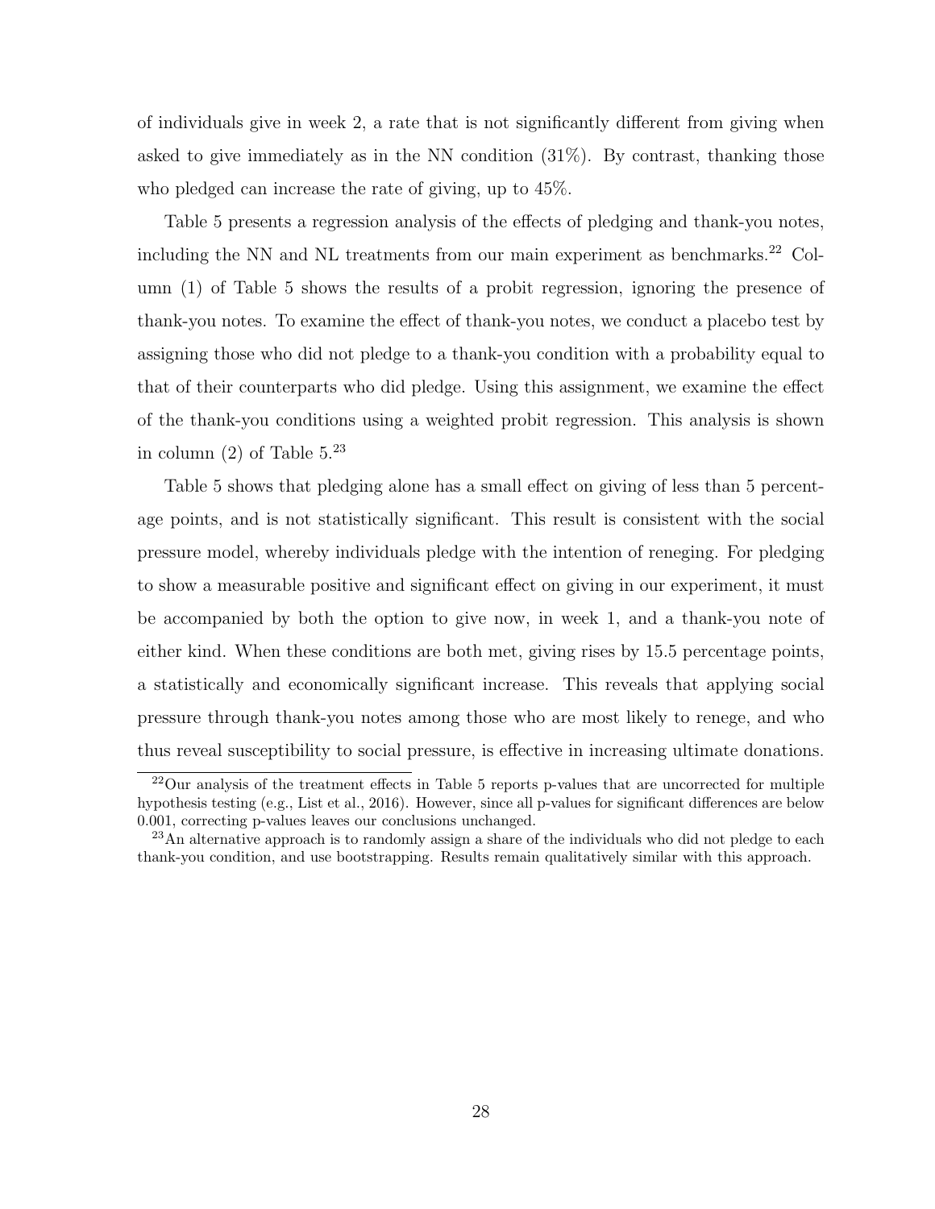of individuals give in week 2, a rate that is not significantly different from giving when asked to give immediately as in the NN condition (31%). By contrast, thanking those who pledged can increase the rate of giving, up to 45%.

Table 5 presents a regression analysis of the effects of pledging and thank-you notes, including the NN and NL treatments from our main experiment as benchmarks.[22] Column (1) of Table 5 shows the results of a probit regression, ignoring the presence of thank-you notes. To examine the effect of thank-you notes, we conduct a placebo test by assigning those who did not pledge to a thank-you condition with a probability equal to that of their counterparts who did pledge. Using this assignment, we examine the effect of the thank-you conditions using a weighted probit regression. This analysis is shown in column (2) of Table 5.[23]

Table 5 shows that pledging alone has a small effect on giving of less than 5 percentage points, and is not statistically significant. This result is consistent with the social pressure model, whereby individuals pledge with the intention of reneging. For pledging to show a measurable positive and significant effect on giving in our experiment, it must be accompanied by both the option to give now, in week 1, and a thank-you note of either kind. When these conditions are both met, giving rises by 15.5 percentage points, a statistically and economically significant increase. This reveals that applying social pressure through thank-you notes among those who are most likely to renege, and who thus reveal susceptibility to social pressure, is effective in increasing ultimate donations.

[22] Our analysis of the treatment effects in Table 5 reports p-values that are uncorrected for multiple hypothesis testing (e.g., List et al., 2016). However, since all p-values for significant differences are below 0.001, correcting p-values leaves our conclusions unchanged.

[23] An alternative approach is to randomly assign a share of the individuals who did not pledge to each thank-you condition, and use bootstrapping. Results remain qualitatively similar with this approach.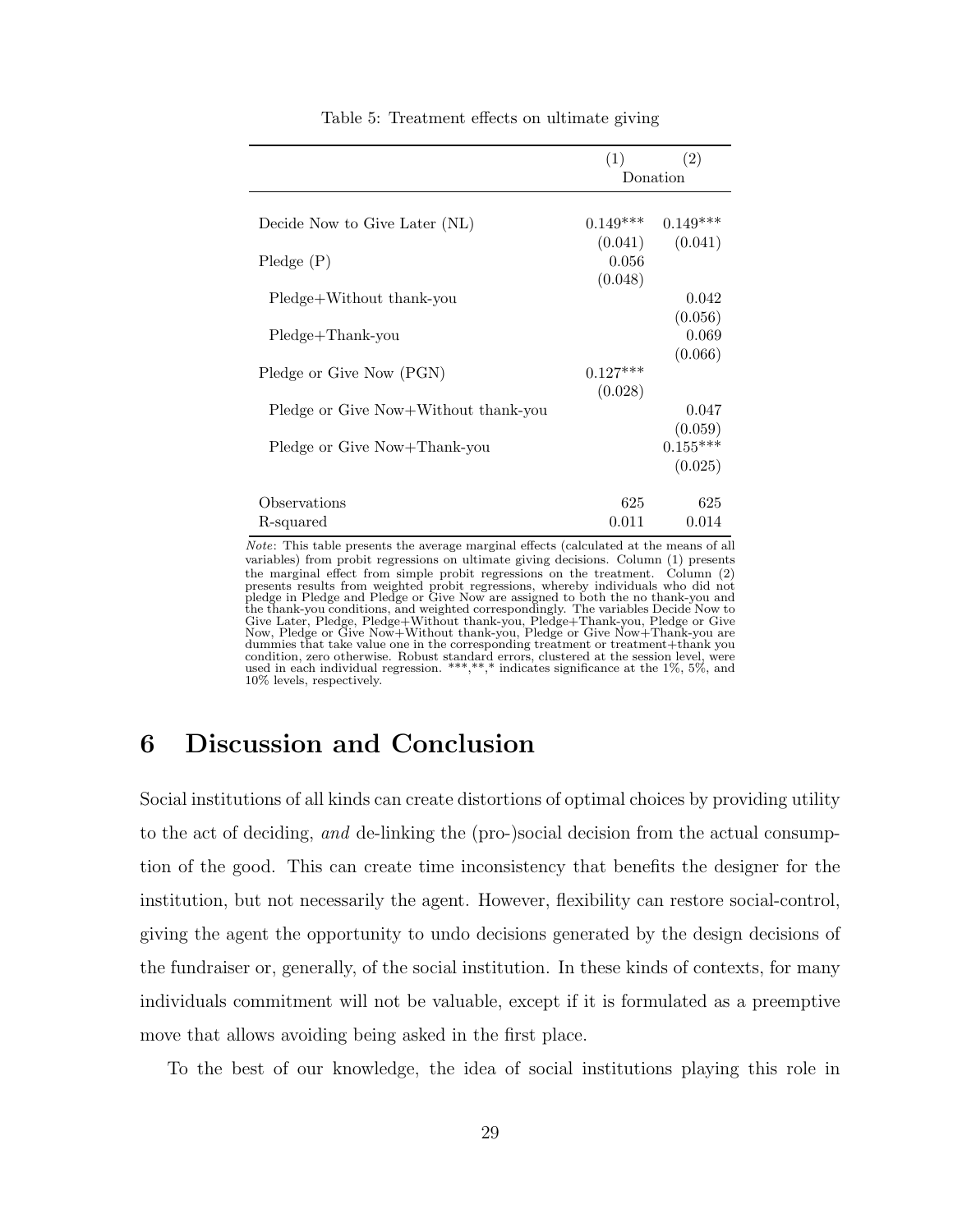Table 5: Treatment effects on ultimate giving

| | (1) | (2) |
|---|---|---|
| | Donation | |
| Decide Now to Give Later (NL) | 0.149*** | 0.149*** |
| | (0.041) | (0.041) |
| Pledge (P) | 0.056 | |
| | (0.048) | |
| Pledge+Without thank-you | | 0.042 |
| | | (0.056) |
| Pledge+Thank-you | | 0.069 |
| | | (0.066) |
| Pledge or Give Now (PGN) | 0.127*** | |
| | (0.028) | |
| Pledge or Give Now+Without thank-you | | 0.047 |
| | | (0.059) |
| Pledge or Give Now+Thank-you | | 0.155*** |
| | | (0.025) |
| Observations | 625 | 625 |
| R-squared | 0.011 | 0.014 |

*Note*: This table presents the average marginal effects (calculated at the means of all variables) from probit regressions on ultimate giving decisions. Column (1) presents the marginal effect from simple probit regressions on the treatment. Column (2) presents results from weighted probit regressions, whereby individuals who did not pledge in Pledge and Pledge or Give Now are assigned to both the no thank-you and the thank-you conditions, and weighted correspondingly. The variables Decide Now to Give Later, Pledge, Pledge+Without thank-you, Pledge+Thank-you, Pledge or Give Now, Pledge or Give Now+Without thank-you, Pledge or Give Now+Thank-you are dummies that take value one in the corresponding treatment or treatment+thank you condition, zero otherwise. Robust standard errors, clustered at the session level, were used in each individual regression. ***,**,* indicates significance at the 1%, 5%, and 10% levels, respectively.

# 6 Discussion and Conclusion

Social institutions of all kinds can create distortions of optimal choices by providing utility to the act of deciding, *and* de-linking the (pro-)social decision from the actual consumption of the good. This can create time inconsistency that benefits the designer for the institution, but not necessarily the agent. However, flexibility can restore social-control, giving the agent the opportunity to undo decisions generated by the design decisions of the fundraiser or, generally, of the social institution. In these kinds of contexts, for many individuals commitment will not be valuable, except if it is formulated as a preemptive move that allows avoiding being asked in the first place.

To the best of our knowledge, the idea of social institutions playing this role in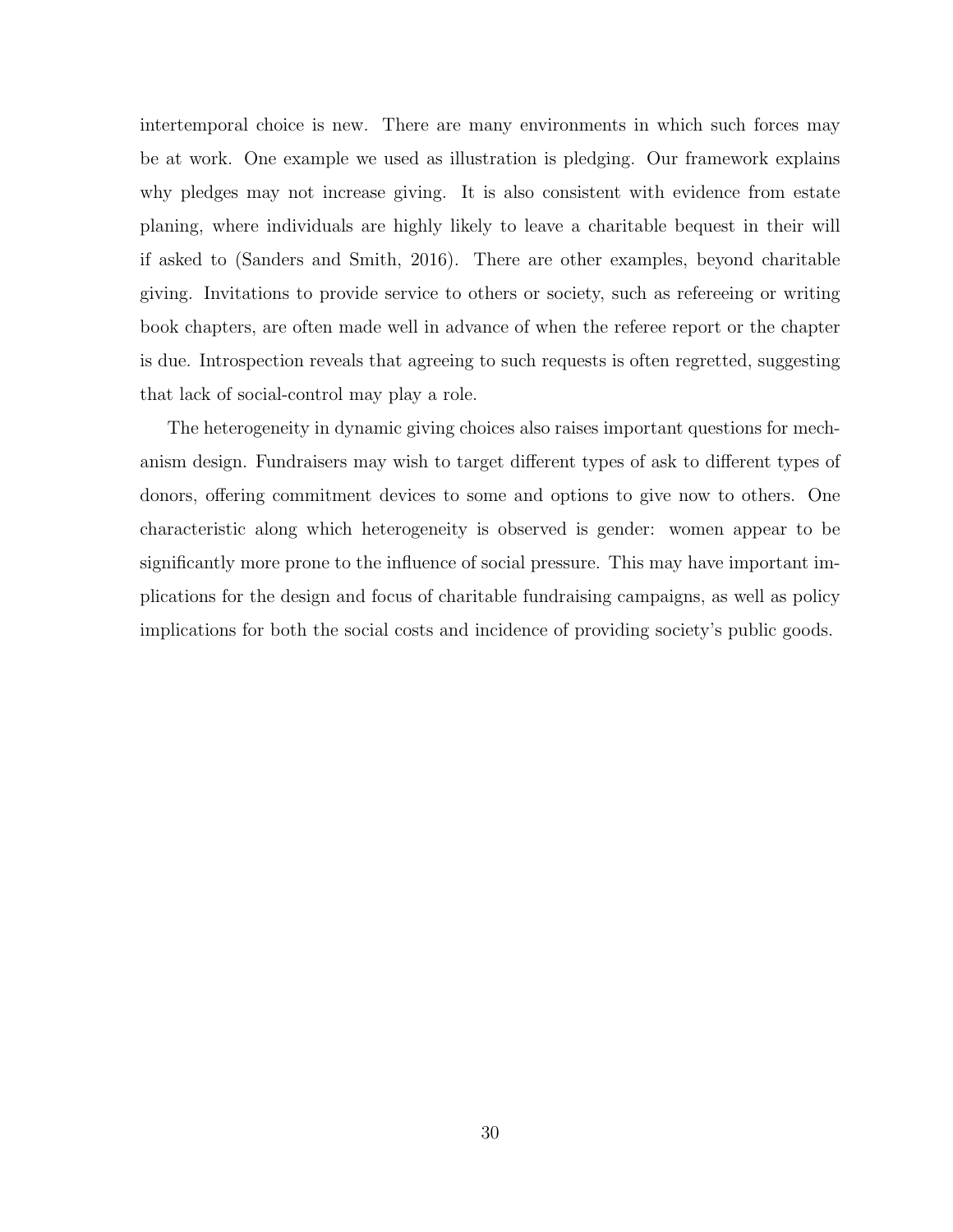intertemporal choice is new. There are many environments in which such forces may be at work. One example we used as illustration is pledging. Our framework explains why pledges may not increase giving. It is also consistent with evidence from estate planing, where individuals are highly likely to leave a charitable bequest in their will if asked to (Sanders and Smith, 2016). There are other examples, beyond charitable giving. Invitations to provide service to others or society, such as refereeing or writing book chapters, are often made well in advance of when the referee report or the chapter is due. Introspection reveals that agreeing to such requests is often regretted, suggesting that lack of social-control may play a role.

The heterogeneity in dynamic giving choices also raises important questions for mechanism design. Fundraisers may wish to target different types of ask to different types of donors, offering commitment devices to some and options to give now to others. One characteristic along which heterogeneity is observed is gender: women appear to be significantly more prone to the influence of social pressure. This may have important implications for the design and focus of charitable fundraising campaigns, as well as policy implications for both the social costs and incidence of providing society's public goods.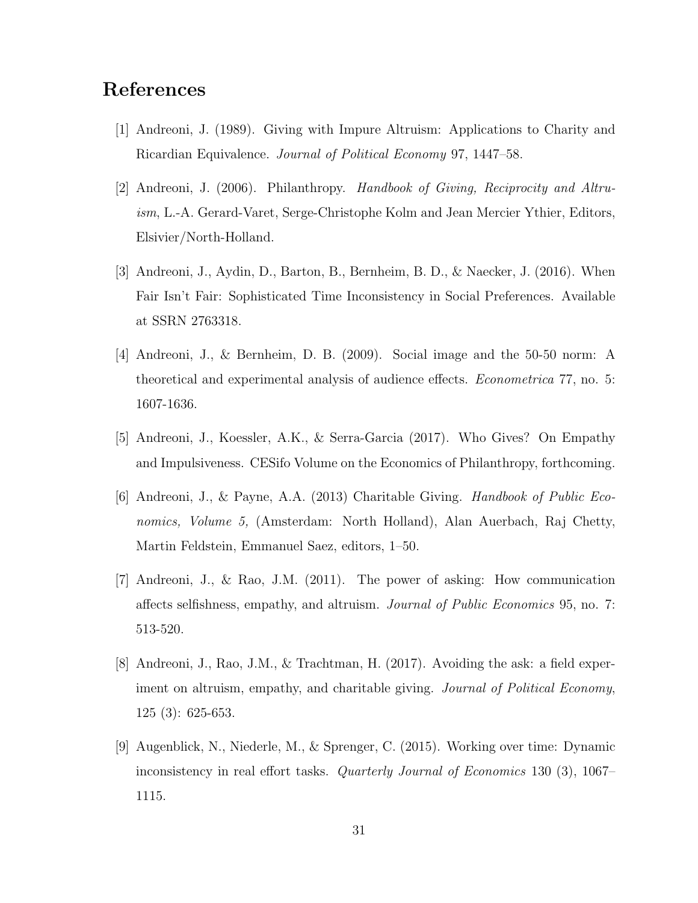# References

[1] Andreoni, J. (1989). Giving with Impure Altruism: Applications to Charity and Ricardian Equivalence. *Journal of Political Economy* 97, 1447–58.

[2] Andreoni, J. (2006). Philanthropy. *Handbook of Giving, Reciprocity and Altruism*, L.-A. Gerard-Varet, Serge-Christophe Kolm and Jean Mercier Ythier, Editors, Elsivier/North-Holland.

[3] Andreoni, J., Aydin, D., Barton, B., Bernheim, B. D., & Naecker, J. (2016). When Fair Isn't Fair: Sophisticated Time Inconsistency in Social Preferences. Available at SSRN 2763318.

[4] Andreoni, J., & Bernheim, D. B. (2009). Social image and the 50-50 norm: A theoretical and experimental analysis of audience effects. *Econometrica* 77, no. 5: 1607-1636.

[5] Andreoni, J., Koessler, A.K., & Serra-Garcia (2017). Who Gives? On Empathy and Impulsiveness. CESifo Volume on the Economics of Philanthropy, forthcoming.

[6] Andreoni, J., & Payne, A.A. (2013) Charitable Giving. *Handbook of Public Economics, Volume 5,* (Amsterdam: North Holland), Alan Auerbach, Raj Chetty, Martin Feldstein, Emmanuel Saez, editors, 1–50.

[7] Andreoni, J., & Rao, J.M. (2011). The power of asking: How communication affects selfishness, empathy, and altruism. *Journal of Public Economics* 95, no. 7: 513-520.

[8] Andreoni, J., Rao, J.M., & Trachtman, H. (2017). Avoiding the ask: a field experiment on altruism, empathy, and charitable giving. *Journal of Political Economy*, 125 (3): 625-653.

[9] Augenblick, N., Niederle, M., & Sprenger, C. (2015). Working over time: Dynamic inconsistency in real effort tasks. *Quarterly Journal of Economics* 130 (3), 1067–1115.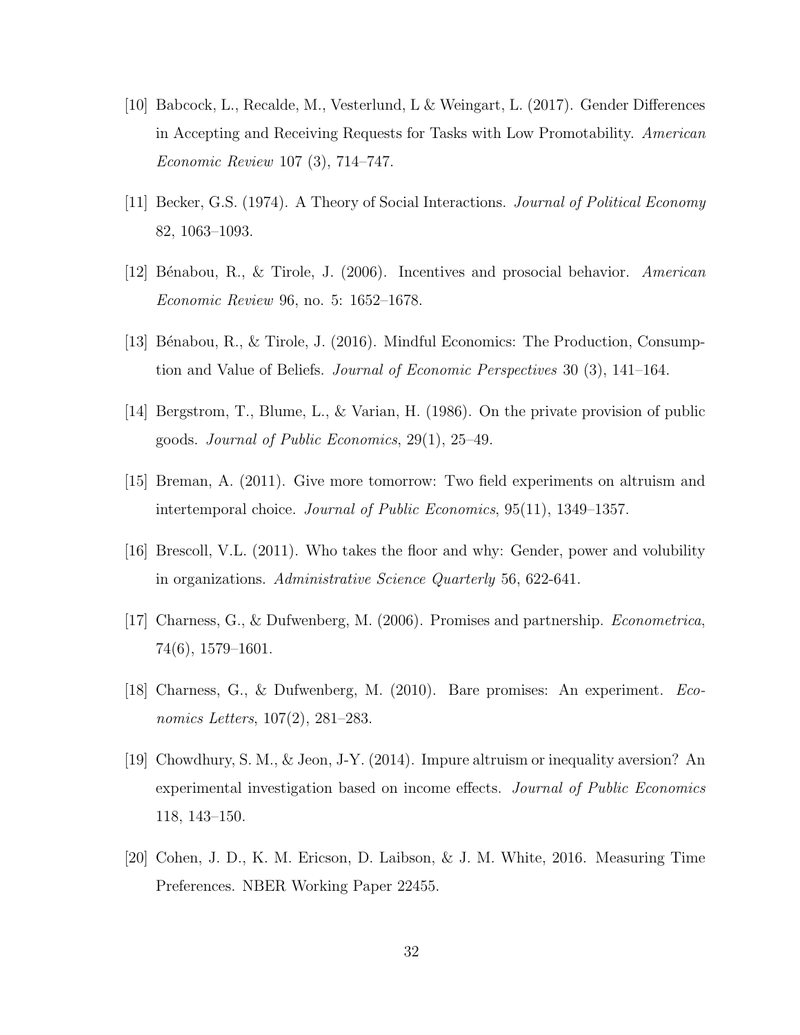[10] Babcock, L., Recalde, M., Vesterlund, L & Weingart, L. (2017). Gender Differences in Accepting and Receiving Requests for Tasks with Low Promotability. *American Economic Review* 107 (3), 714–747.

[11] Becker, G.S. (1974). A Theory of Social Interactions. *Journal of Political Economy* 82, 1063–1093.

[12] Bénabou, R., & Tirole, J. (2006). Incentives and prosocial behavior. *American Economic Review* 96, no. 5: 1652–1678.

[13] Bénabou, R., & Tirole, J. (2016). Mindful Economics: The Production, Consumption and Value of Beliefs. *Journal of Economic Perspectives* 30 (3), 141–164.

[14] Bergstrom, T., Blume, L., & Varian, H. (1986). On the private provision of public goods. *Journal of Public Economics*, 29(1), 25–49.

[15] Breman, A. (2011). Give more tomorrow: Two field experiments on altruism and intertemporal choice. *Journal of Public Economics*, 95(11), 1349–1357.

[16] Brescoll, V.L. (2011). Who takes the floor and why: Gender, power and volubility in organizations. *Administrative Science Quarterly* 56, 622-641.

[17] Charness, G., & Dufwenberg, M. (2006). Promises and partnership. *Econometrica*, 74(6), 1579–1601.

[18] Charness, G., & Dufwenberg, M. (2010). Bare promises: An experiment. *Economics Letters*, 107(2), 281–283.

[19] Chowdhury, S. M., & Jeon, J-Y. (2014). Impure altruism or inequality aversion? An experimental investigation based on income effects. *Journal of Public Economics* 118, 143–150.

[20] Cohen, J. D., K. M. Ericson, D. Laibson, & J. M. White, 2016. Measuring Time Preferences. NBER Working Paper 22455.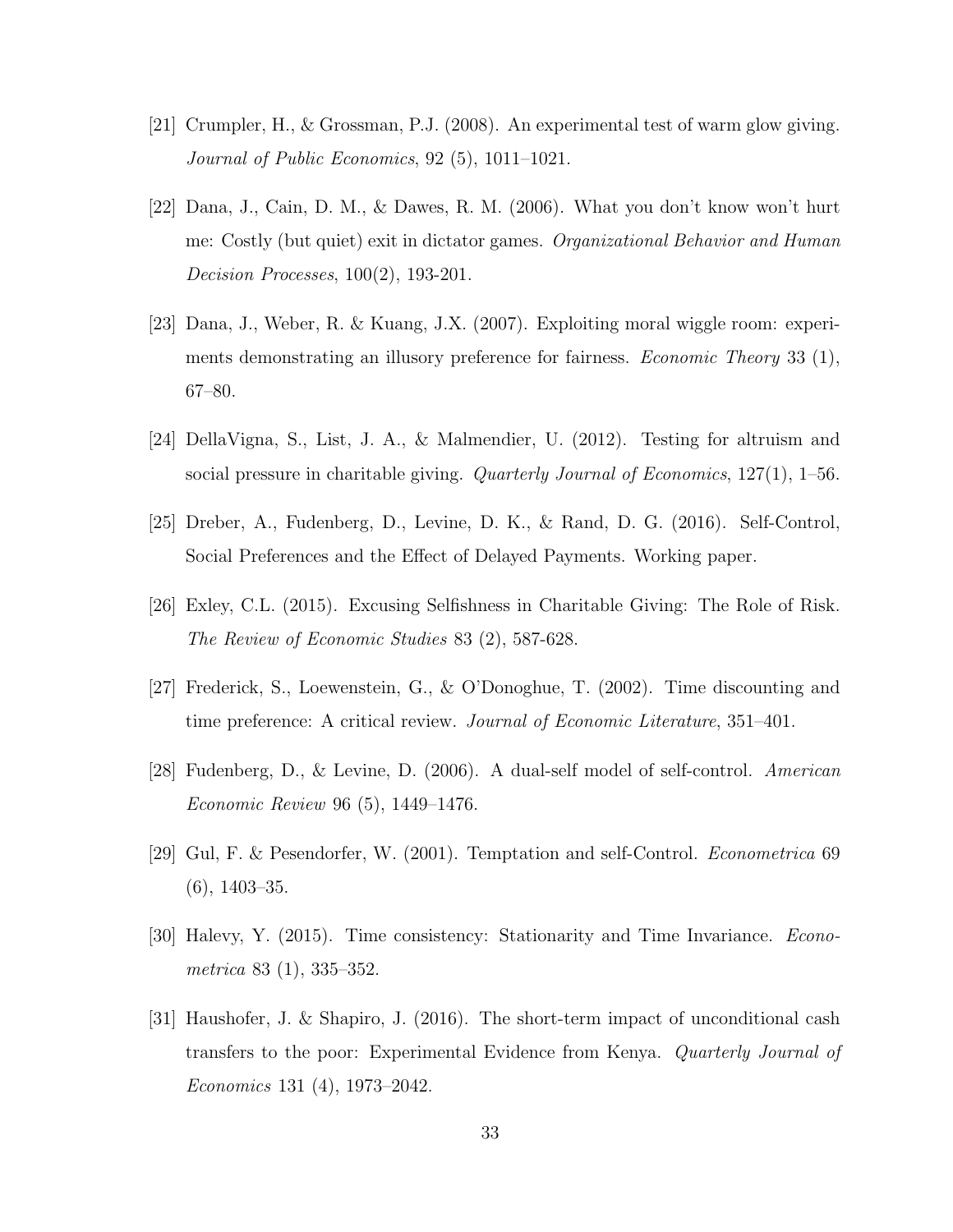[21] Crumpler, H., & Grossman, P.J. (2008). An experimental test of warm glow giving. *Journal of Public Economics*, 92 (5), 1011–1021.

[22] Dana, J., Cain, D. M., & Dawes, R. M. (2006). What you don't know won't hurt me: Costly (but quiet) exit in dictator games. *Organizational Behavior and Human Decision Processes*, 100(2), 193-201.

[23] Dana, J., Weber, R. & Kuang, J.X. (2007). Exploiting moral wiggle room: experiments demonstrating an illusory preference for fairness. *Economic Theory* 33 (1), 67–80.

[24] DellaVigna, S., List, J. A., & Malmendier, U. (2012). Testing for altruism and social pressure in charitable giving. *Quarterly Journal of Economics*, 127(1), 1–56.

[25] Dreber, A., Fudenberg, D., Levine, D. K., & Rand, D. G. (2016). Self-Control, Social Preferences and the Effect of Delayed Payments. Working paper.

[26] Exley, C.L. (2015). Excusing Selfishness in Charitable Giving: The Role of Risk. *The Review of Economic Studies* 83 (2), 587-628.

[27] Frederick, S., Loewenstein, G., & O'Donoghue, T. (2002). Time discounting and time preference: A critical review. *Journal of Economic Literature*, 351–401.

[28] Fudenberg, D., & Levine, D. (2006). A dual-self model of self-control. *American Economic Review* 96 (5), 1449–1476.

[29] Gul, F. & Pesendorfer, W. (2001). Temptation and self-Control. *Econometrica* 69 (6), 1403–35.

[30] Halevy, Y. (2015). Time consistency: Stationarity and Time Invariance. *Econometrica* 83 (1), 335–352.

[31] Haushofer, J. & Shapiro, J. (2016). The short-term impact of unconditional cash transfers to the poor: Experimental Evidence from Kenya. *Quarterly Journal of Economics* 131 (4), 1973–2042.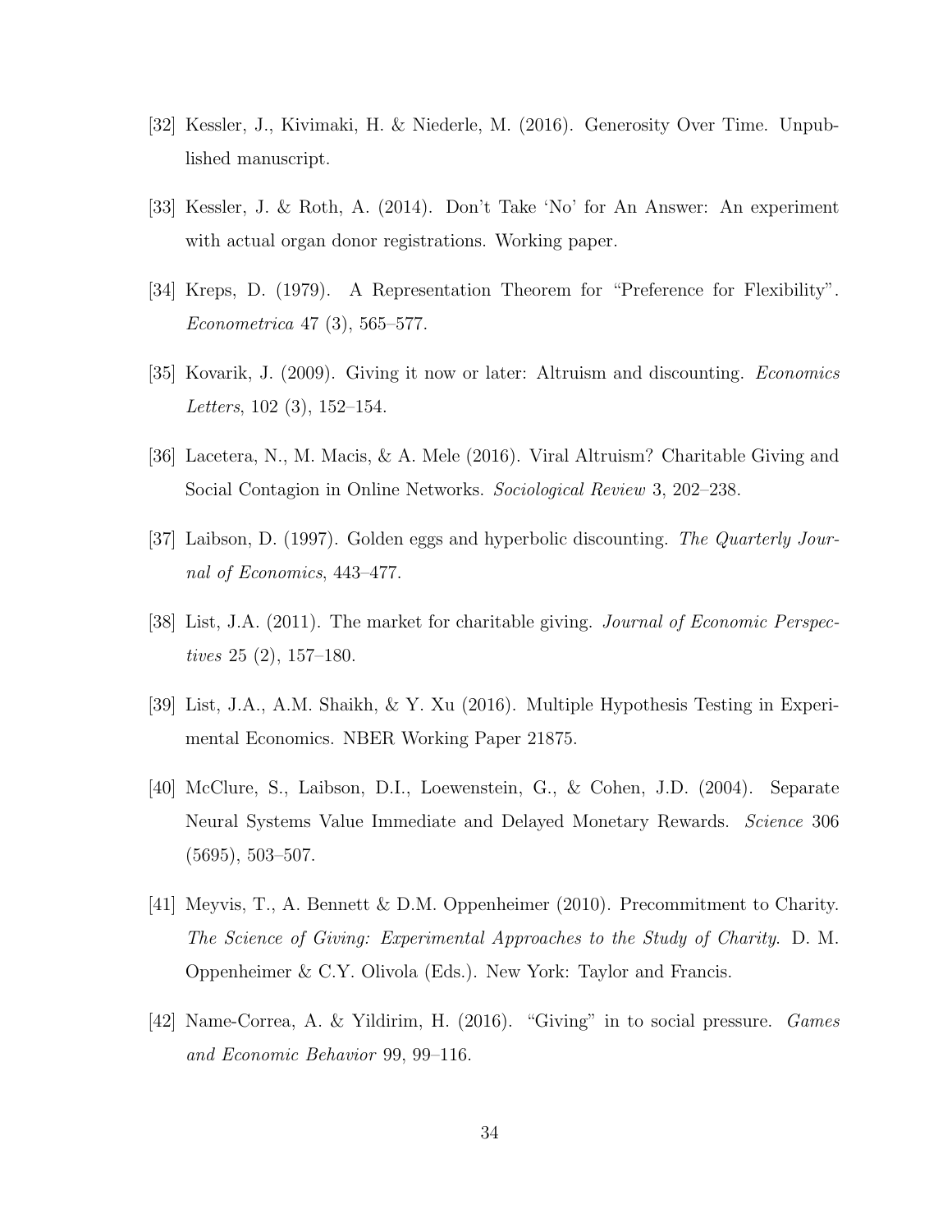[32] Kessler, J., Kivimaki, H. & Niederle, M. (2016). Generosity Over Time. Unpublished manuscript.

[33] Kessler, J. & Roth, A. (2014). Don't Take 'No' for An Answer: An experiment with actual organ donor registrations. Working paper.

[34] Kreps, D. (1979). A Representation Theorem for "Preference for Flexibility". *Econometrica* 47 (3), 565–577.

[35] Kovarik, J. (2009). Giving it now or later: Altruism and discounting. *Economics Letters*, 102 (3), 152–154.

[36] Lacetera, N., M. Macis, & A. Mele (2016). Viral Altruism? Charitable Giving and Social Contagion in Online Networks. *Sociological Review* 3, 202–238.

[37] Laibson, D. (1997). Golden eggs and hyperbolic discounting. *The Quarterly Journal of Economics*, 443–477.

[38] List, J.A. (2011). The market for charitable giving. *Journal of Economic Perspectives* 25 (2), 157–180.

[39] List, J.A., A.M. Shaikh, & Y. Xu (2016). Multiple Hypothesis Testing in Experimental Economics. NBER Working Paper 21875.

[40] McClure, S., Laibson, D.I., Loewenstein, G., & Cohen, J.D. (2004). Separate Neural Systems Value Immediate and Delayed Monetary Rewards. *Science* 306 (5695), 503–507.

[41] Meyvis, T., A. Bennett & D.M. Oppenheimer (2010). Precommitment to Charity. *The Science of Giving: Experimental Approaches to the Study of Charity*. D. M. Oppenheimer & C.Y. Olivola (Eds.). New York: Taylor and Francis.

[42] Name-Correa, A. & Yildirim, H. (2016). "Giving" in to social pressure. *Games and Economic Behavior* 99, 99–116.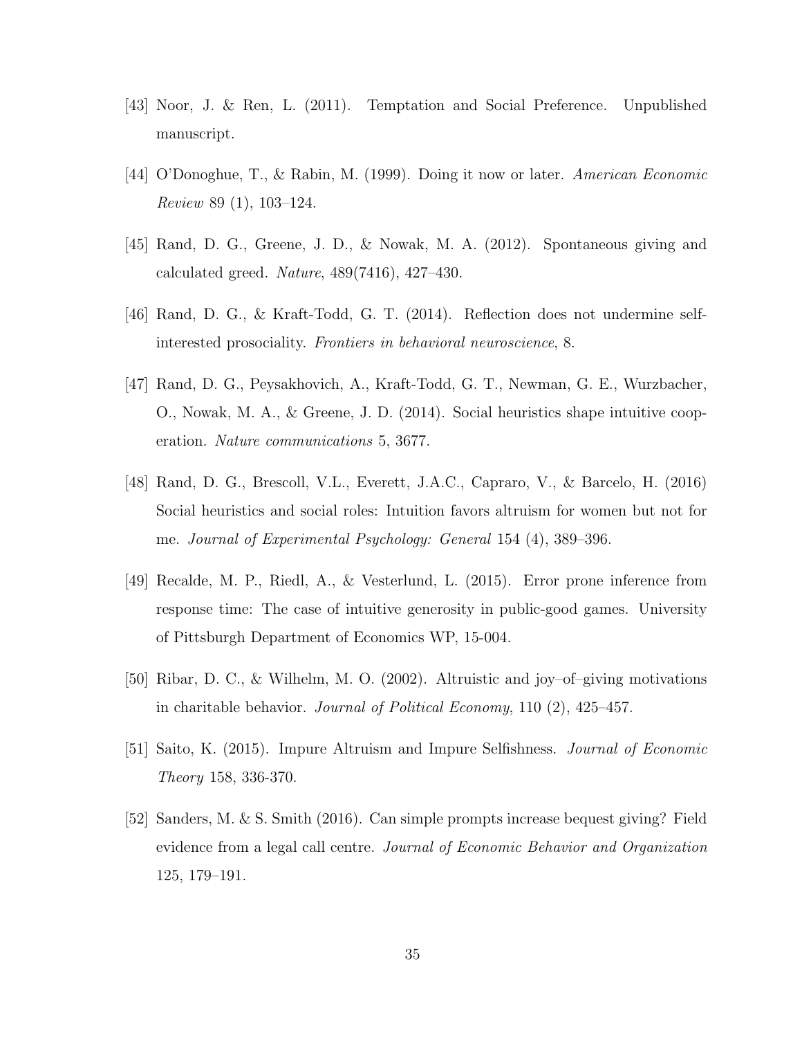[43] Noor, J. & Ren, L. (2011). Temptation and Social Preference. Unpublished manuscript.

[44] O'Donoghue, T., & Rabin, M. (1999). Doing it now or later. *American Economic Review* 89 (1), 103–124.

[45] Rand, D. G., Greene, J. D., & Nowak, M. A. (2012). Spontaneous giving and calculated greed. *Nature*, 489(7416), 427–430.

[46] Rand, D. G., & Kraft-Todd, G. T. (2014). Reflection does not undermine self-interested prosociality. *Frontiers in behavioral neuroscience*, 8.

[47] Rand, D. G., Peysakhovich, A., Kraft-Todd, G. T., Newman, G. E., Wurzbacher, O., Nowak, M. A., & Greene, J. D. (2014). Social heuristics shape intuitive cooperation. *Nature communications* 5, 3677.

[48] Rand, D. G., Brescoll, V.L., Everett, J.A.C., Capraro, V., & Barcelo, H. (2016) Social heuristics and social roles: Intuition favors altruism for women but not for me. *Journal of Experimental Psychology: General* 154 (4), 389–396.

[49] Recalde, M. P., Riedl, A., & Vesterlund, L. (2015). Error prone inference from response time: The case of intuitive generosity in public-good games. University of Pittsburgh Department of Economics WP, 15-004.

[50] Ribar, D. C., & Wilhelm, M. O. (2002). Altruistic and joy–of–giving motivations in charitable behavior. *Journal of Political Economy*, 110 (2), 425–457.

[51] Saito, K. (2015). Impure Altruism and Impure Selfishness. *Journal of Economic Theory* 158, 336-370.

[52] Sanders, M. & S. Smith (2016). Can simple prompts increase bequest giving? Field evidence from a legal call centre. *Journal of Economic Behavior and Organization* 125, 179–191.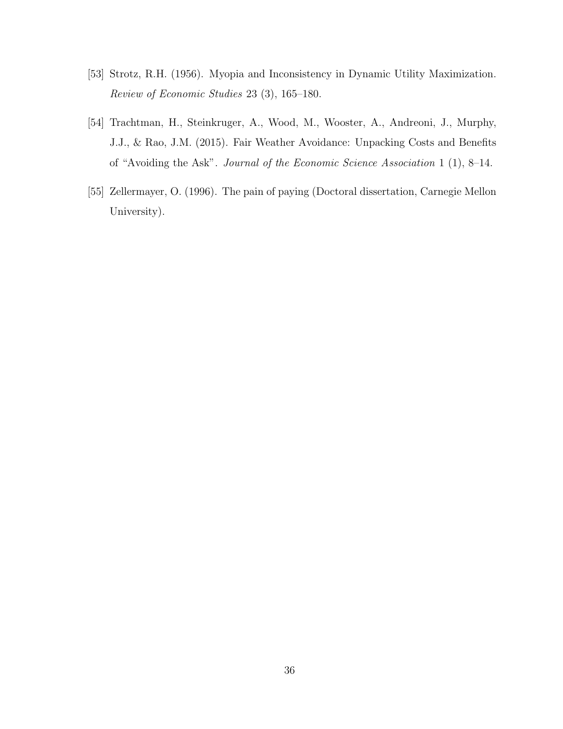[53] Strotz, R.H. (1956). Myopia and Inconsistency in Dynamic Utility Maximization. *Review of Economic Studies* 23 (3), 165–180.

[54] Trachtman, H., Steinkruger, A., Wood, M., Wooster, A., Andreoni, J., Murphy, J.J., & Rao, J.M. (2015). Fair Weather Avoidance: Unpacking Costs and Benefits of "Avoiding the Ask". *Journal of the Economic Science Association* 1 (1), 8–14.

[55] Zellermayer, O. (1996). The pain of paying (Doctoral dissertation, Carnegie Mellon University).